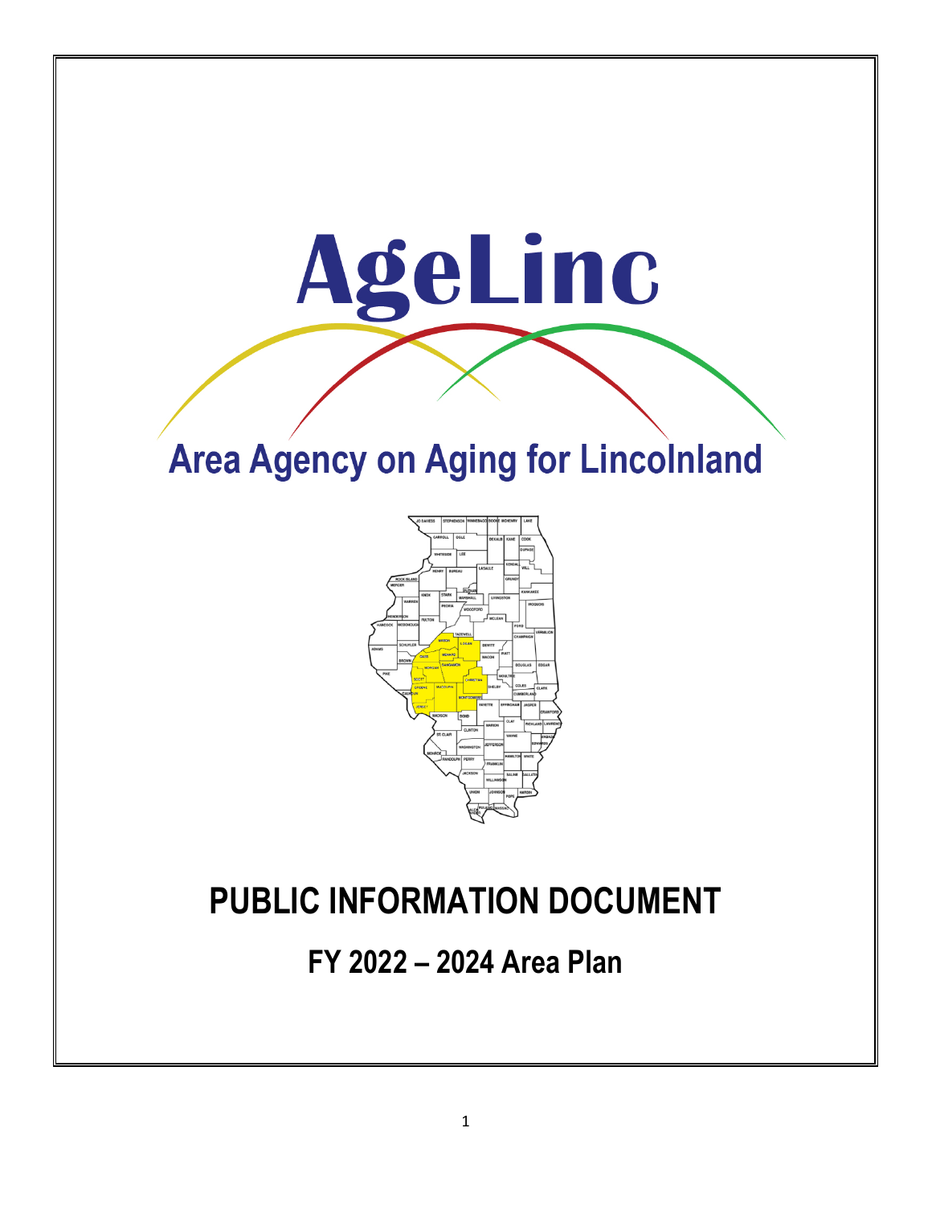# AgeLinc

## Area Agency on Aging for Lincolnland

# PUBLIC INFORMATION DOCUMENT

## FY 2022 – 2024 Area Plan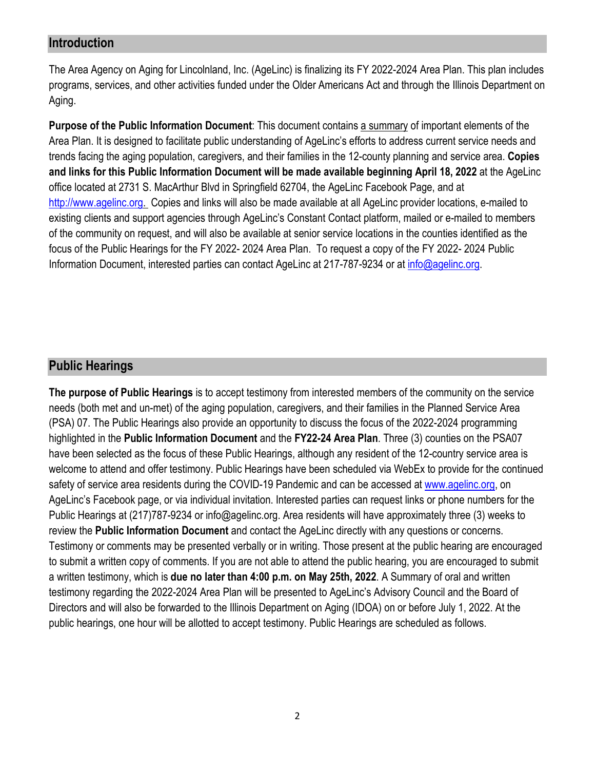## Introduction

The Area Agency on Aging for Lincolnland, Inc. (AgeLinc) is finalizing its FY 2022-2024 Area Plan. This plan includes programs, services, and other activities funded under the Older Americans Act and through the Illinois Department on Aging.

**Purpose of the Public Information Document**: This document contains a summary of important elements of the Area Plan. It is designed to facilitate public understanding of AgeLinc's efforts to address current service needs and trends facing the aging population, caregivers, and their families in the 12-county planning and service area. **Copies and links for this Public Information Document will be made available beginning April 18, 2022** at the AgeLinc office located at 2731 S. MacArthur Blvd in Springfield 62704, the AgeLinc Facebook Page, and at http://www.agelinc.org. Copies and links will also be made available at all AgeLinc provider locations, e-mailed to existing clients and support agencies through AgeLinc's Constant Contact platform, mailed or e-mailed to members of the community on request, and will also be available at senior service locations in the counties identified as the focus of the Public Hearings for the FY 2022- 2024 Area Plan. To request a copy of the FY 2022- 2024 Public Information Document, interested parties can contact AgeLinc at 217-787-9234 or at info@agelinc.org.

## Public Hearings

**The purpose of Public Hearings** is to accept testimony from interested members of the community on the service needs (both met and un-met) of the aging population, caregivers, and their families in the Planned Service Area (PSA) 07. The Public Hearings also provide an opportunity to discuss the focus of the 2022-2024 programming highlighted in the **Public Information Document** and the **FY22-24 Area Plan**. Three (3) counties on the PSA07 have been selected as the focus of these Public Hearings, although any resident of the 12-country service area is welcome to attend and offer testimony. Public Hearings have been scheduled via WebEx to provide for the continued safety of service area residents during the COVID-19 Pandemic and can be accessed at www.agelinc.org, on AgeLinc's Facebook page, or via individual invitation. Interested parties can request links or phone numbers for the Public Hearings at (217)787-9234 or info@agelinc.org. Area residents will have approximately three (3) weeks to review the **Public Information Document** and contact the AgeLinc directly with any questions or concerns. Testimony or comments may be presented verbally or in writing. Those present at the public hearing are encouraged to submit a written copy of comments. If you are not able to attend the public hearing, you are encouraged to submit a written testimony, which is **due no later than 4:00 p.m. on May 25th, 2022**. A Summary of oral and written testimony regarding the 2022-2024 Area Plan will be presented to AgeLinc's Advisory Council and the Board of Directors and will also be forwarded to the Illinois Department on Aging (IDOA) on or before July 1, 2022. At the public hearings, one hour will be allotted to accept testimony. Public Hearings are scheduled as follows.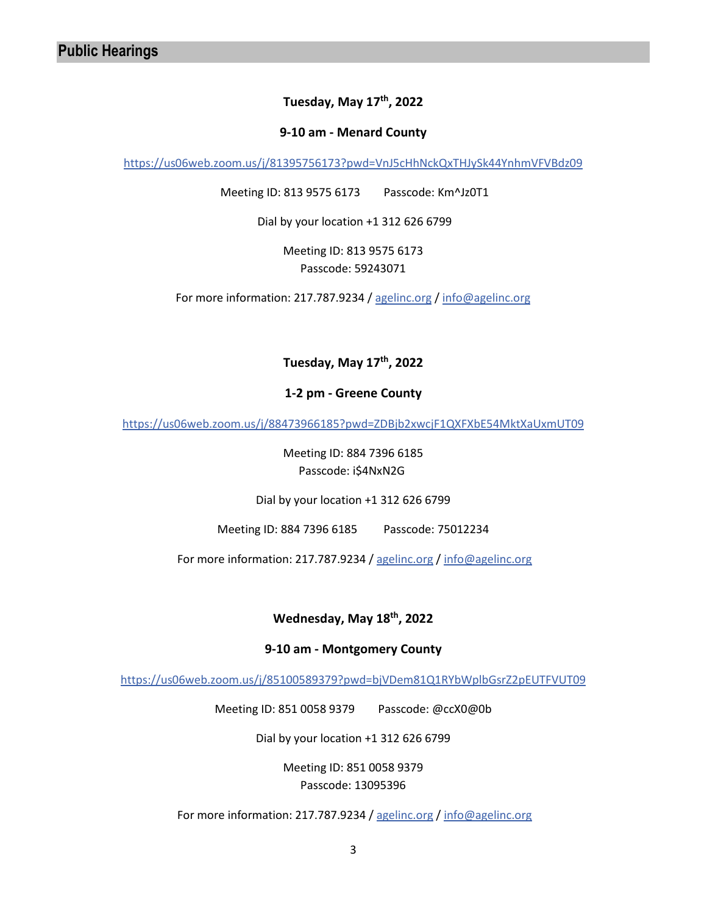## Public Hearings

**Tuesday, May 17th, 2022**

**9-10 am - Menard County**

https://us06web.zoom.us/j/81395756173?pwd=VnJ5cHhNckQxTHJySk44YnhmVFVBdz09

Meeting ID: 813 9575 6173    Passcode: Km^Jz0T1

Dial by your location +1 312 626 6799

Meeting ID: 813 9575 6173
Passcode: 59243071

For more information: 217.787.9234 / agelinc.org / info@agelinc.org

**Tuesday, May 17th, 2022**

**1-2 pm - Greene County**

https://us06web.zoom.us/j/88473966185?pwd=ZDBjb2xwcjF1QXFXbE54MktXaUxmUT09

Meeting ID: 884 7396 6185
Passcode: i$4NxN2G

Dial by your location +1 312 626 6799

Meeting ID: 884 7396 6185    Passcode: 75012234

For more information: 217.787.9234 / agelinc.org / info@agelinc.org

**Wednesday, May 18th, 2022**

**9-10 am - Montgomery County**

https://us06web.zoom.us/j/85100589379?pwd=bjVDem81Q1RYbWplbGsrZ2pEUTFVUT09

Meeting ID: 851 0058 9379    Passcode: @ccX0@0b

Dial by your location +1 312 626 6799

Meeting ID: 851 0058 9379
Passcode: 13095396

For more information: 217.787.9234 / agelinc.org / info@agelinc.org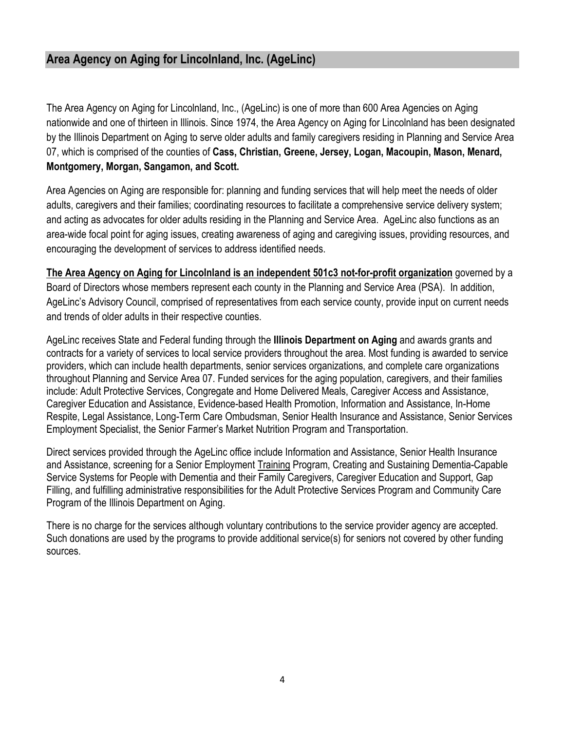## Area Agency on Aging for Lincolnland, Inc. (AgeLinc)

The Area Agency on Aging for Lincolnland, Inc., (AgeLinc) is one of more than 600 Area Agencies on Aging nationwide and one of thirteen in Illinois. Since 1974, the Area Agency on Aging for Lincolnland has been designated by the Illinois Department on Aging to serve older adults and family caregivers residing in Planning and Service Area 07, which is comprised of the counties of **Cass, Christian, Greene, Jersey, Logan, Macoupin, Mason, Menard, Montgomery, Morgan, Sangamon, and Scott.**

Area Agencies on Aging are responsible for: planning and funding services that will help meet the needs of older adults, caregivers and their families; coordinating resources to facilitate a comprehensive service delivery system; and acting as advocates for older adults residing in the Planning and Service Area. AgeLinc also functions as an area-wide focal point for aging issues, creating awareness of aging and caregiving issues, providing resources, and encouraging the development of services to address identified needs.

<u>**The Area Agency on Aging for Lincolnland is an independent 501c3 not-for-profit organization**</u> governed by a Board of Directors whose members represent each county in the Planning and Service Area (PSA). In addition, AgeLinc's Advisory Council, comprised of representatives from each service county, provide input on current needs and trends of older adults in their respective counties.

AgeLinc receives State and Federal funding through the **Illinois Department on Aging** and awards grants and contracts for a variety of services to local service providers throughout the area. Most funding is awarded to service providers, which can include health departments, senior services organizations, and complete care organizations throughout Planning and Service Area 07. Funded services for the aging population, caregivers, and their families include: Adult Protective Services, Congregate and Home Delivered Meals, Caregiver Access and Assistance, Caregiver Education and Assistance, Evidence-based Health Promotion, Information and Assistance, In-Home Respite, Legal Assistance, Long-Term Care Ombudsman, Senior Health Insurance and Assistance, Senior Services Employment Specialist, the Senior Farmer's Market Nutrition Program and Transportation.

Direct services provided through the AgeLinc office include Information and Assistance, Senior Health Insurance and Assistance, screening for a Senior Employment <u>Training</u> Program, Creating and Sustaining Dementia-Capable Service Systems for People with Dementia and their Family Caregivers, Caregiver Education and Support, Gap Filling, and fulfilling administrative responsibilities for the Adult Protective Services Program and Community Care Program of the Illinois Department on Aging.

There is no charge for the services although voluntary contributions to the service provider agency are accepted. Such donations are used by the programs to provide additional service(s) for seniors not covered by other funding sources.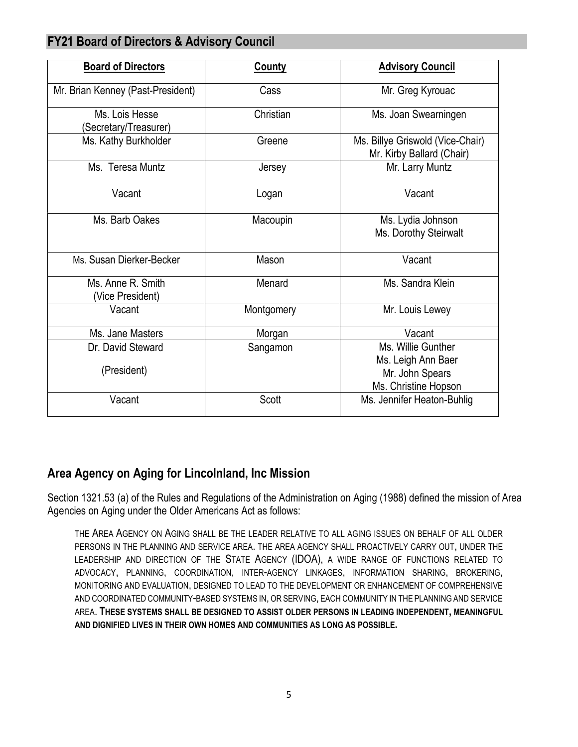## FY21 Board of Directors & Advisory Council

| Board of Directors | County | Advisory Council |
|---|---|---|
| Mr. Brian Kenney (Past-President) | Cass | Mr. Greg Kyrouac |
| Ms. Lois Hesse (Secretary/Treasurer) | Christian | Ms. Joan Swearningen |
| Ms. Kathy Burkholder | Greene | Ms. Billye Griswold (Vice-Chair) Mr. Kirby Ballard (Chair) |
| Ms. Teresa Muntz | Jersey | Mr. Larry Muntz |
| Vacant | Logan | Vacant |
| Ms. Barb Oakes | Macoupin | Ms. Lydia Johnson Ms. Dorothy Steirwalt |
| Ms. Susan Dierker-Becker | Mason | Vacant |
| Ms. Anne R. Smith (Vice President) | Menard | Ms. Sandra Klein |
| Vacant | Montgomery | Mr. Louis Lewey |
| Ms. Jane Masters | Morgan | Vacant |
| Dr. David Steward (President) | Sangamon | Ms. Willie Gunther Ms. Leigh Ann Baer Mr. John Spears Ms. Christine Hopson |
| Vacant | Scott | Ms. Jennifer Heaton-Buhlig |

## Area Agency on Aging for Lincolnland, Inc Mission

Section 1321.53 (a) of the Rules and Regulations of the Administration on Aging (1988) defined the mission of Area Agencies on Aging under the Older Americans Act as follows:

> THE AREA AGENCY ON AGING SHALL BE THE LEADER RELATIVE TO ALL AGING ISSUES ON BEHALF OF ALL OLDER PERSONS IN THE PLANNING AND SERVICE AREA. THE AREA AGENCY SHALL PROACTIVELY CARRY OUT, UNDER THE LEADERSHIP AND DIRECTION OF THE STATE AGENCY (IDOA), A WIDE RANGE OF FUNCTIONS RELATED TO ADVOCACY, PLANNING, COORDINATION, INTER-AGENCY LINKAGES, INFORMATION SHARING, BROKERING, MONITORING AND EVALUATION, DESIGNED TO LEAD TO THE DEVELOPMENT OR ENHANCEMENT OF COMPREHENSIVE AND COORDINATED COMMUNITY-BASED SYSTEMS IN, OR SERVING, EACH COMMUNITY IN THE PLANNING AND SERVICE AREA. **THESE SYSTEMS SHALL BE DESIGNED TO ASSIST OLDER PERSONS IN LEADING INDEPENDENT, MEANINGFUL AND DIGNIFIED LIVES IN THEIR OWN HOMES AND COMMUNITIES AS LONG AS POSSIBLE.**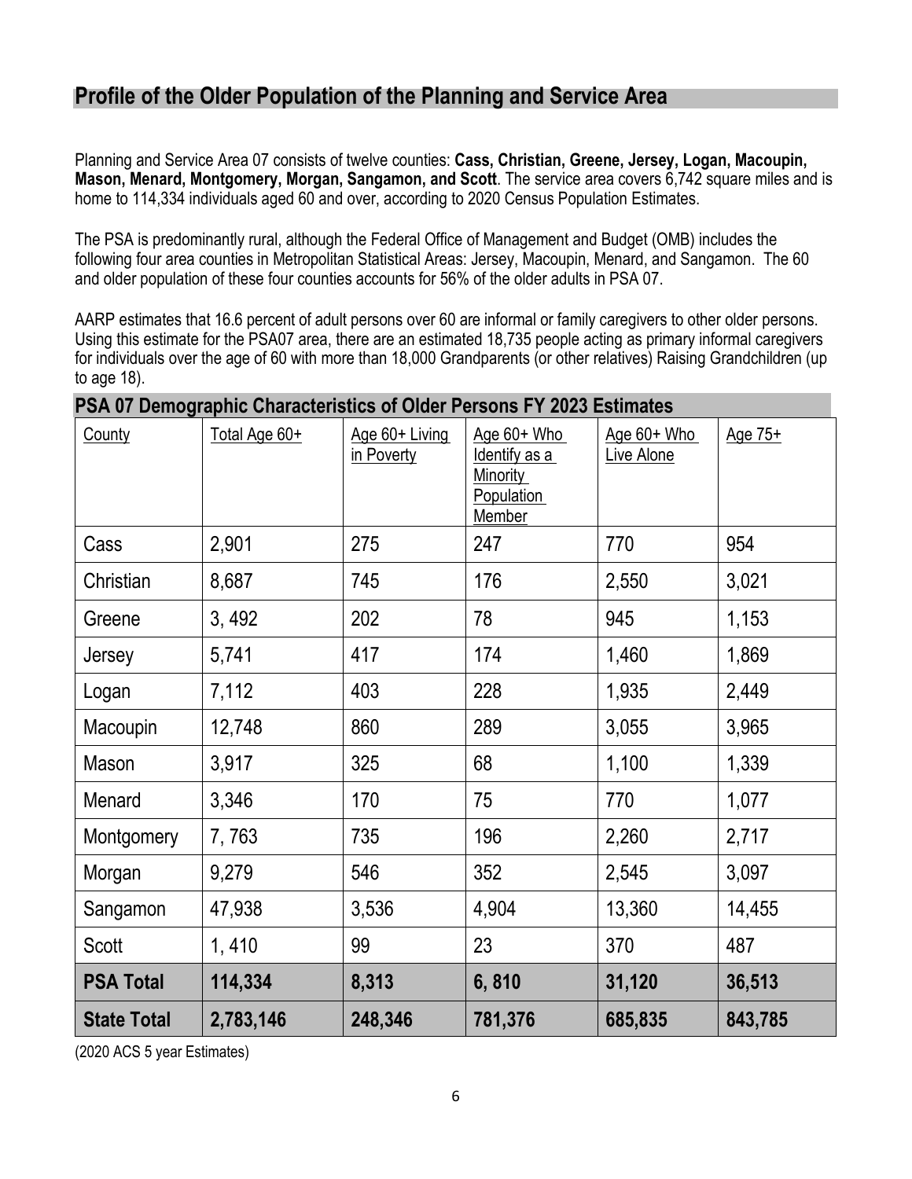## Profile of the Older Population of the Planning and Service Area

Planning and Service Area 07 consists of twelve counties: **Cass, Christian, Greene, Jersey, Logan, Macoupin, Mason, Menard, Montgomery, Morgan, Sangamon, and Scott**. The service area covers 6,742 square miles and is home to 114,334 individuals aged 60 and over, according to 2020 Census Population Estimates.

The PSA is predominantly rural, although the Federal Office of Management and Budget (OMB) includes the following four area counties in Metropolitan Statistical Areas: Jersey, Macoupin, Menard, and Sangamon. The 60 and older population of these four counties accounts for 56% of the older adults in PSA 07.

AARP estimates that 16.6 percent of adult persons over 60 are informal or family caregivers to other older persons. Using this estimate for the PSA07 area, there are an estimated 18,735 people acting as primary informal caregivers for individuals over the age of 60 with more than 18,000 Grandparents (or other relatives) Raising Grandchildren (up to age 18).

### PSA 07 Demographic Characteristics of Older Persons FY 2023 Estimates

| County | Total Age 60+ | Age 60+ Living in Poverty | Age 60+ Who Identify as a Minority Population Member | Age 60+ Who Live Alone | Age 75+ |
|---|---|---|---|---|---|
| Cass | 2,901 | 275 | 247 | 770 | 954 |
| Christian | 8,687 | 745 | 176 | 2,550 | 3,021 |
| Greene | 3, 492 | 202 | 78 | 945 | 1,153 |
| Jersey | 5,741 | 417 | 174 | 1,460 | 1,869 |
| Logan | 7,112 | 403 | 228 | 1,935 | 2,449 |
| Macoupin | 12,748 | 860 | 289 | 3,055 | 3,965 |
| Mason | 3,917 | 325 | 68 | 1,100 | 1,339 |
| Menard | 3,346 | 170 | 75 | 770 | 1,077 |
| Montgomery | 7, 763 | 735 | 196 | 2,260 | 2,717 |
| Morgan | 9,279 | 546 | 352 | 2,545 | 3,097 |
| Sangamon | 47,938 | 3,536 | 4,904 | 13,360 | 14,455 |
| Scott | 1, 410 | 99 | 23 | 370 | 487 |
| **PSA Total** | **114,334** | **8,313** | **6, 810** | **31,120** | **36,513** |
| **State Total** | **2,783,146** | **248,346** | **781,376** | **685,835** | **843,785** |

(2020 ACS 5 year Estimates)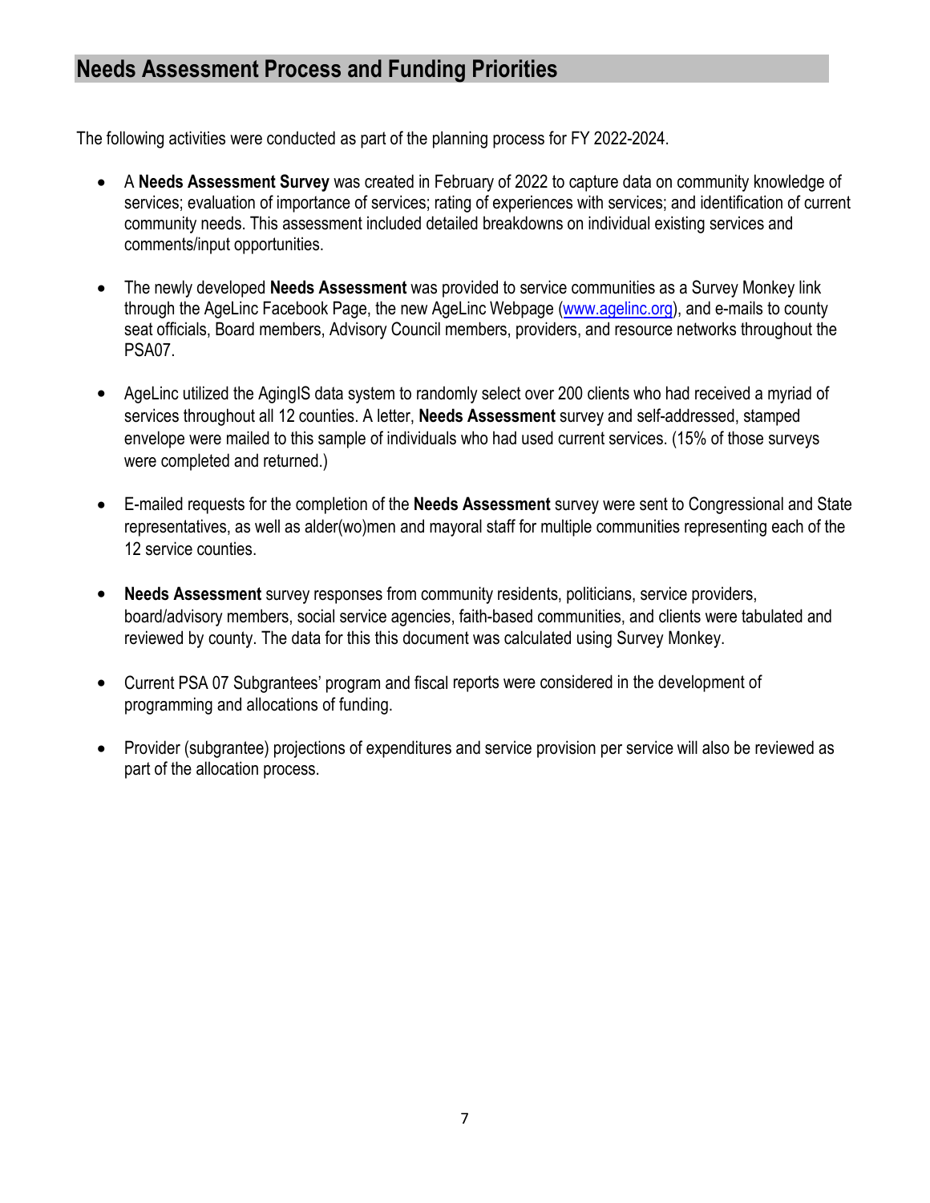## Needs Assessment Process and Funding Priorities

The following activities were conducted as part of the planning process for FY 2022-2024.

- A **Needs Assessment Survey** was created in February of 2022 to capture data on community knowledge of services; evaluation of importance of services; rating of experiences with services; and identification of current community needs. This assessment included detailed breakdowns on individual existing services and comments/input opportunities.

- The newly developed **Needs Assessment** was provided to service communities as a Survey Monkey link through the AgeLinc Facebook Page, the new AgeLinc Webpage ([www.agelinc.org](http://www.agelinc.org)), and e-mails to county seat officials, Board members, Advisory Council members, providers, and resource networks throughout the PSA07.

- AgeLinc utilized the AgingIS data system to randomly select over 200 clients who had received a myriad of services throughout all 12 counties. A letter, **Needs Assessment** survey and self-addressed, stamped envelope were mailed to this sample of individuals who had used current services. (15% of those surveys were completed and returned.)

- E-mailed requests for the completion of the **Needs Assessment** survey were sent to Congressional and State representatives, as well as alder(wo)men and mayoral staff for multiple communities representing each of the 12 service counties.

- **Needs Assessment** survey responses from community residents, politicians, service providers, board/advisory members, social service agencies, faith-based communities, and clients were tabulated and reviewed by county. The data for this this document was calculated using Survey Monkey.

- Current PSA 07 Subgrantees' program and fiscal reports were considered in the development of programming and allocations of funding.

- Provider (subgrantee) projections of expenditures and service provision per service will also be reviewed as part of the allocation process.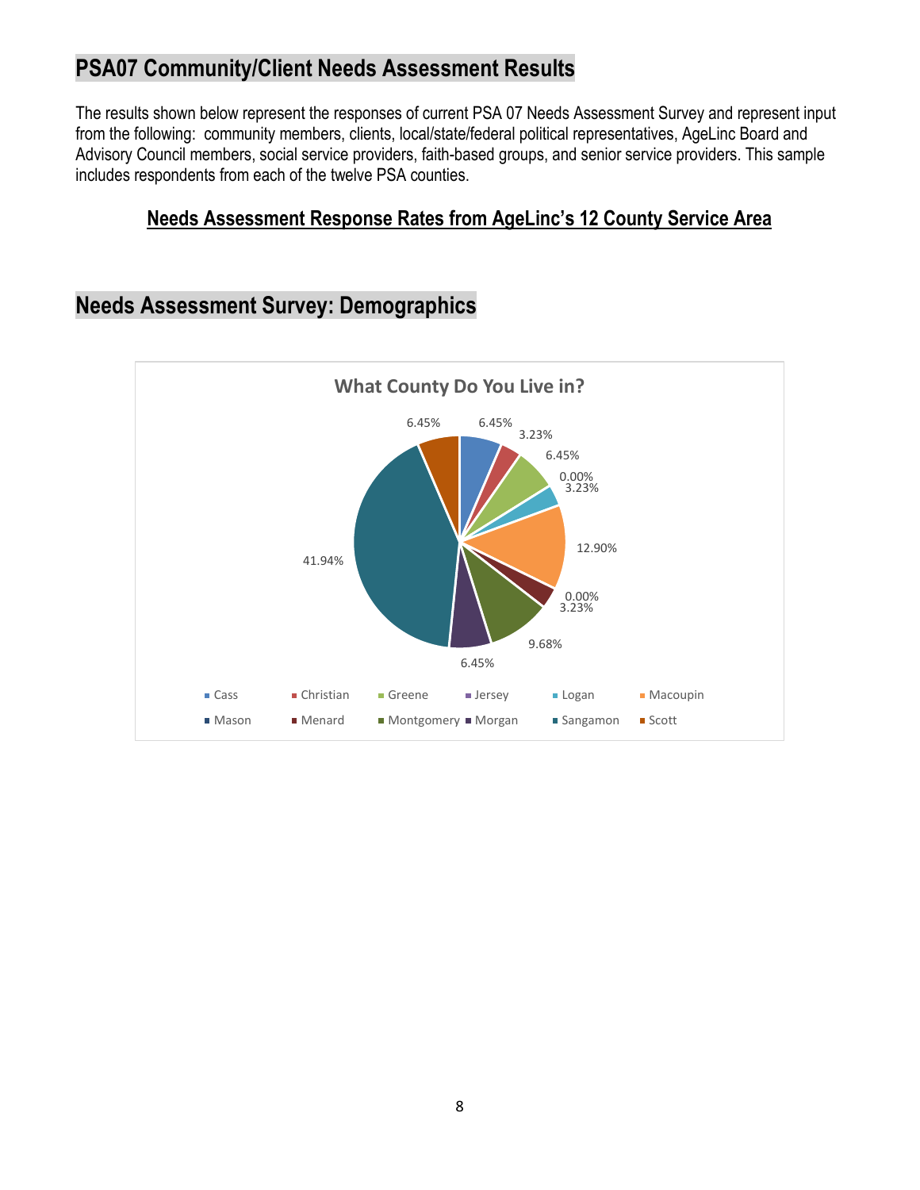## PSA07 Community/Client Needs Assessment Results

The results shown below represent the responses of current PSA 07 Needs Assessment Survey and represent input from the following: community members, clients, local/state/federal political representatives, AgeLinc Board and Advisory Council members, social service providers, faith-based groups, and senior service providers. This sample includes respondents from each of the twelve PSA counties.

**Needs Assessment Response Rates from AgeLinc's 12 County Service Area**

## Needs Assessment Survey: Demographics

**What County Do You Live in?**

| County | Percent |
|---|---|
| Cass | 6.45% |
| Christian | 3.23% |
| Greene | 6.45% |
| Jersey | 0.00% |
| Logan | 3.23% |
| Macoupin | 12.90% |
| Mason | 0.00% |
| Menard | 3.23% |
| Montgomery | 9.68% |
| Morgan | 6.45% |
| Sangamon | 41.94% |
| Scott | 6.45% |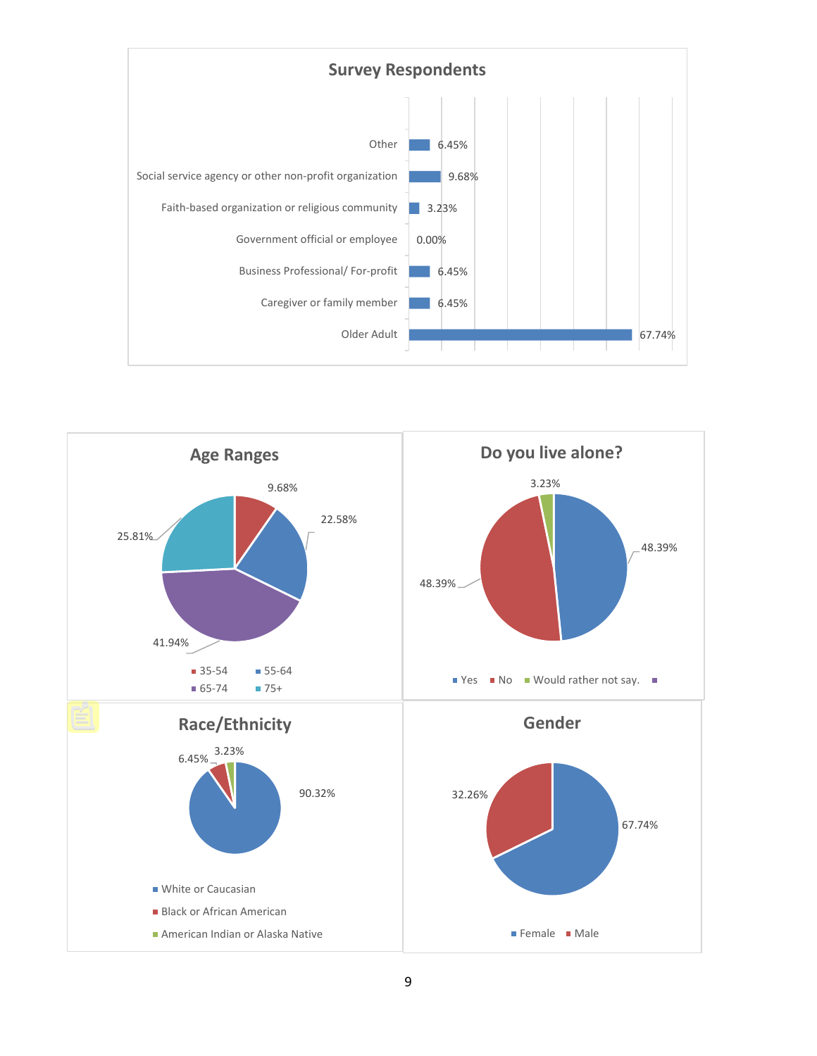## Survey Respondents

| Respondent type | Percentage |
|---|---|
| Other | 6.45% |
| Social service agency or other non-profit organization | 9.68% |
| Faith-based organization or religious community | 3.23% |
| Government official or employee | 0.00% |
| Business Professional/ For-profit | 6.45% |
| Caregiver or family member | 6.45% |
| Older Adult | 67.74% |

## Age Ranges

| Age range | Percentage |
|---|---|
| 35-54 | 9.68% |
| 55-64 | 22.58% |
| 65-74 | 41.94% |
| 75+ | 25.81% |

## Do you live alone?

| Response | Percentage |
|---|---|
| Yes | 48.39% |
| No | 48.39% |
| Would rather not say. | 3.23% |

## Race/Ethnicity

| Race/Ethnicity | Percentage |
|---|---|
| White or Caucasian | 90.32% |
| Black or African American | 6.45% |
| American Indian or Alaska Native | 3.23% |

## Gender

| Gender | Percentage |
|---|---|
| Female | 67.74% |
| Male | 32.26% |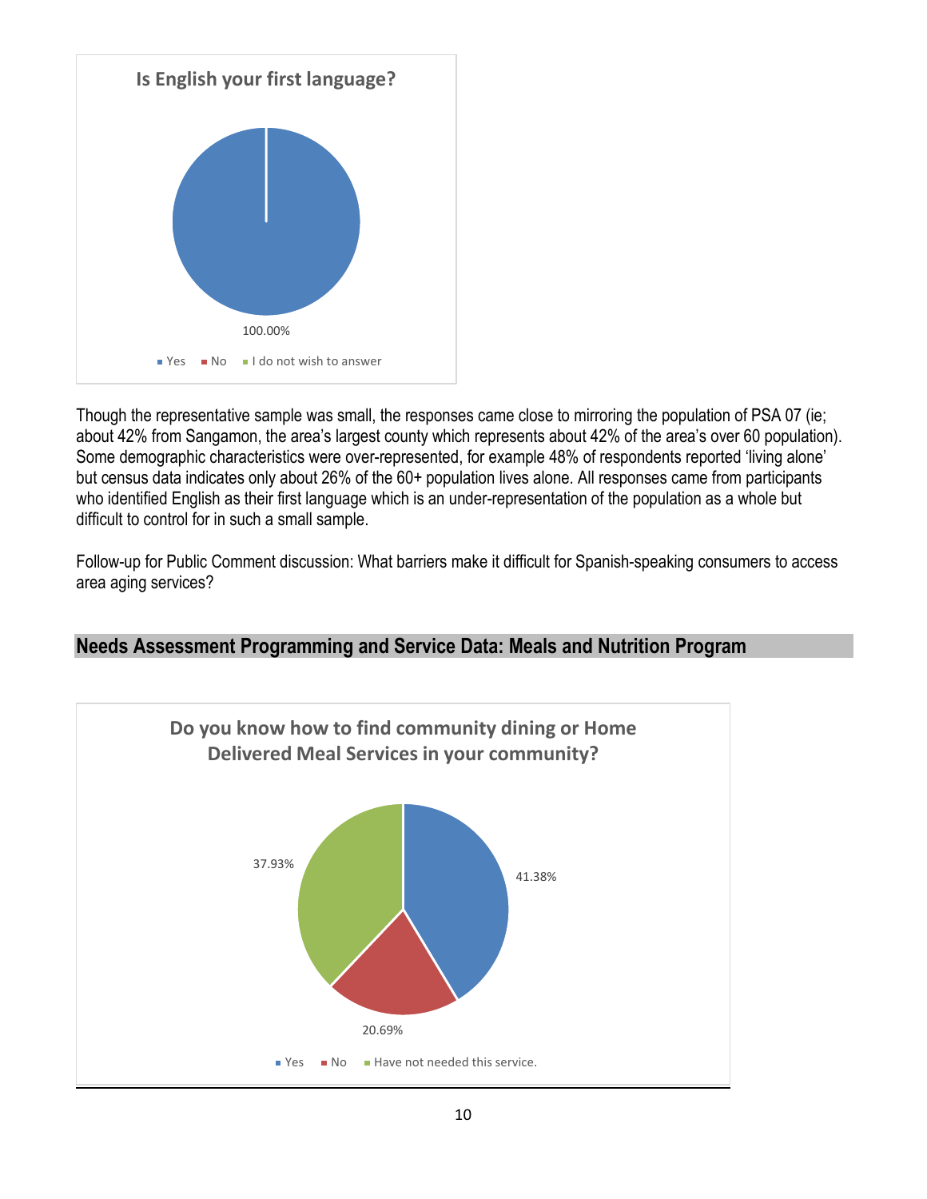**Is English your first language?**

- Yes: 100.00%
- No
- I do not wish to answer

Though the representative sample was small, the responses came close to mirroring the population of PSA 07 (ie; about 42% from Sangamon, the area's largest county which represents about 42% of the area's over 60 population). Some demographic characteristics were over-represented, for example 48% of respondents reported 'living alone' but census data indicates only about 26% of the 60+ population lives alone. All responses came from participants who identified English as their first language which is an under-representation of the population as a whole but difficult to control for in such a small sample.

Follow-up for Public Comment discussion: What barriers make it difficult for Spanish-speaking consumers to access area aging services?

## Needs Assessment Programming and Service Data: Meals and Nutrition Program

**Do you know how to find community dining or Home Delivered Meal Services in your community?**

- Yes: 41.38%
- No: 20.69%
- Have not needed this service.: 37.93%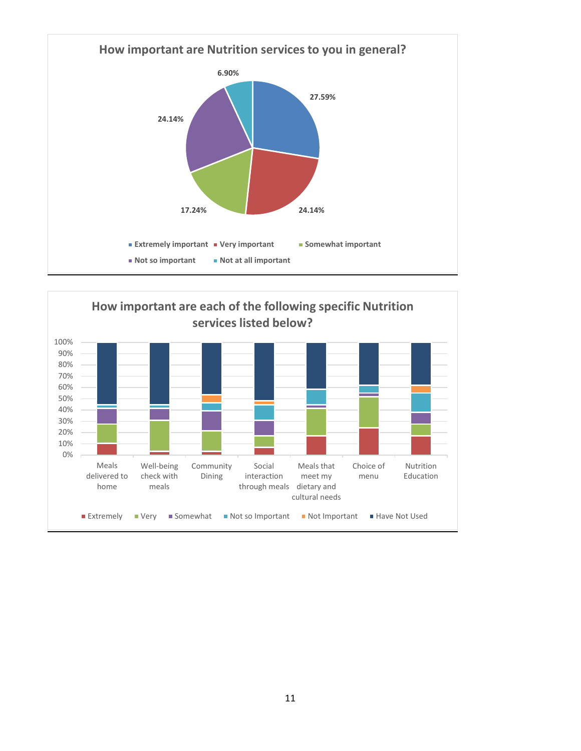## How important are Nutrition services to you in general?

| Response | Percentage |
|---|---|
| Extremely important | 27.59% |
| Very important | 24.14% |
| Somewhat important | 17.24% |
| Not so important | 24.14% |
| Not at all important | 6.90% |

## How important are each of the following specific Nutrition services listed below?

Services rated: Meals delivered to home; Well-being check with meals; Community Dining; Social interaction through meals; Meals that meet my dietary and cultural needs; Choice of menu; Nutrition Education

Legend: Extremely; Very; Somewhat; Not so Important; Not Important; Have Not Used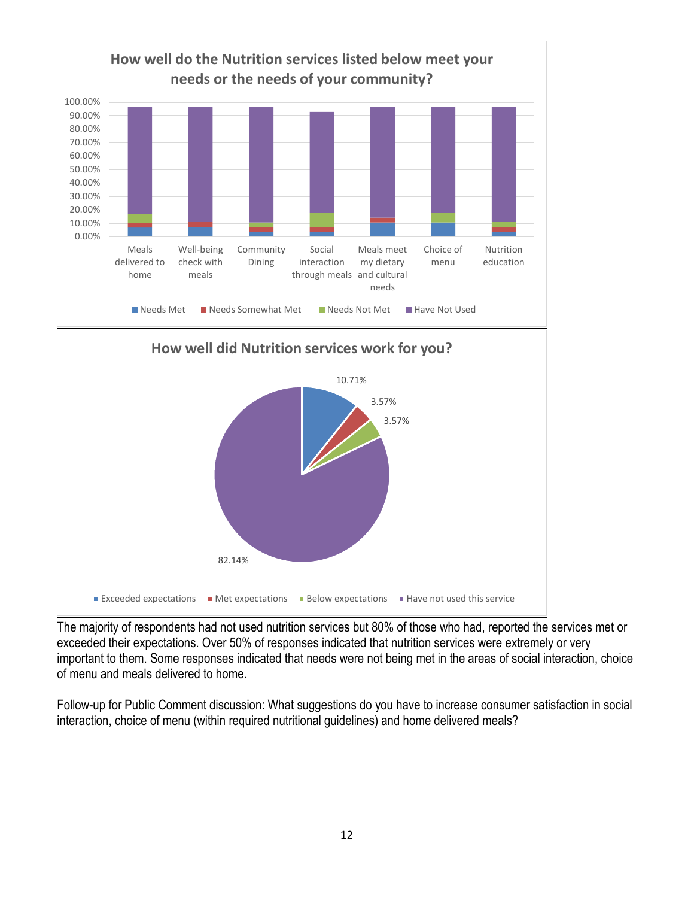**How well do the Nutrition services listed below meet your needs or the needs of your community?**

Categories: Meals delivered to home; Well-being check with meals; Community Dining; Social interaction through meals; Meals meet my dietary and cultural needs; Choice of menu; Nutrition education

Legend: Needs Met; Needs Somewhat Met; Needs Not Met; Have Not Used

**How well did Nutrition services work for you?**

| Response | Percentage |
|---|---|
| Exceeded expectations | 10.71% |
| Met expectations | 3.57% |
| Below expectations | 3.57% |
| Have not used this service | 82.14% |

The majority of respondents had not used nutrition services but 80% of those who had, reported the services met or exceeded their expectations. Over 50% of responses indicated that nutrition services were extremely or very important to them. Some responses indicated that needs were not being met in the areas of social interaction, choice of menu and meals delivered to home.

Follow-up for Public Comment discussion: What suggestions do you have to increase consumer satisfaction in social interaction, choice of menu (within required nutritional guidelines) and home delivered meals?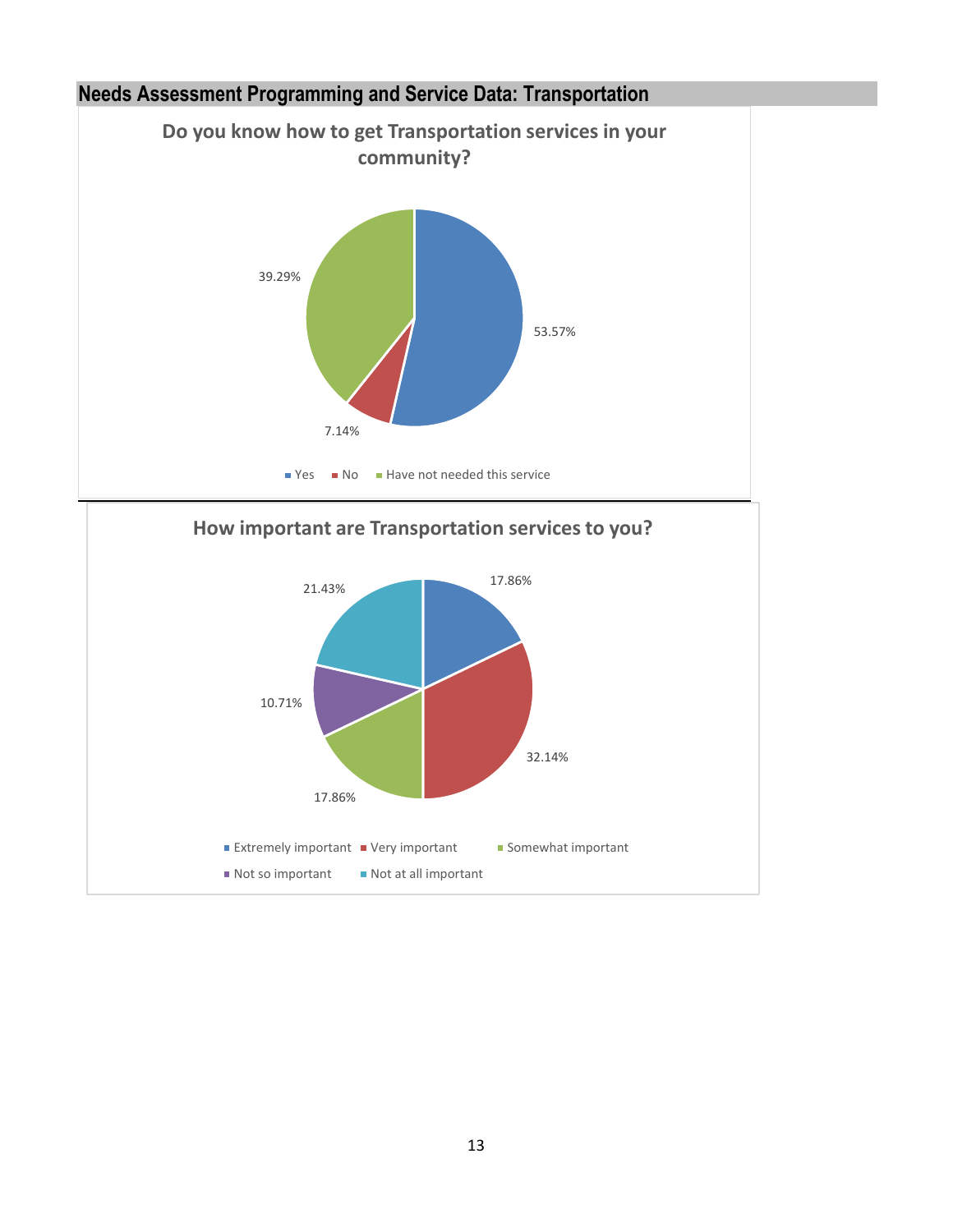## Needs Assessment Programming and Service Data: Transportation

**Do you know how to get Transportation services in your community?**

| Response | Percentage |
|---|---|
| Yes | 53.57% |
| No | 7.14% |
| Have not needed this service | 39.29% |

**How important are Transportation services to you?**

| Response | Percentage |
|---|---|
| Extremely important | 17.86% |
| Very important | 32.14% |
| Somewhat important | 17.86% |
| Not so important | 10.71% |
| Not at all important | 21.43% |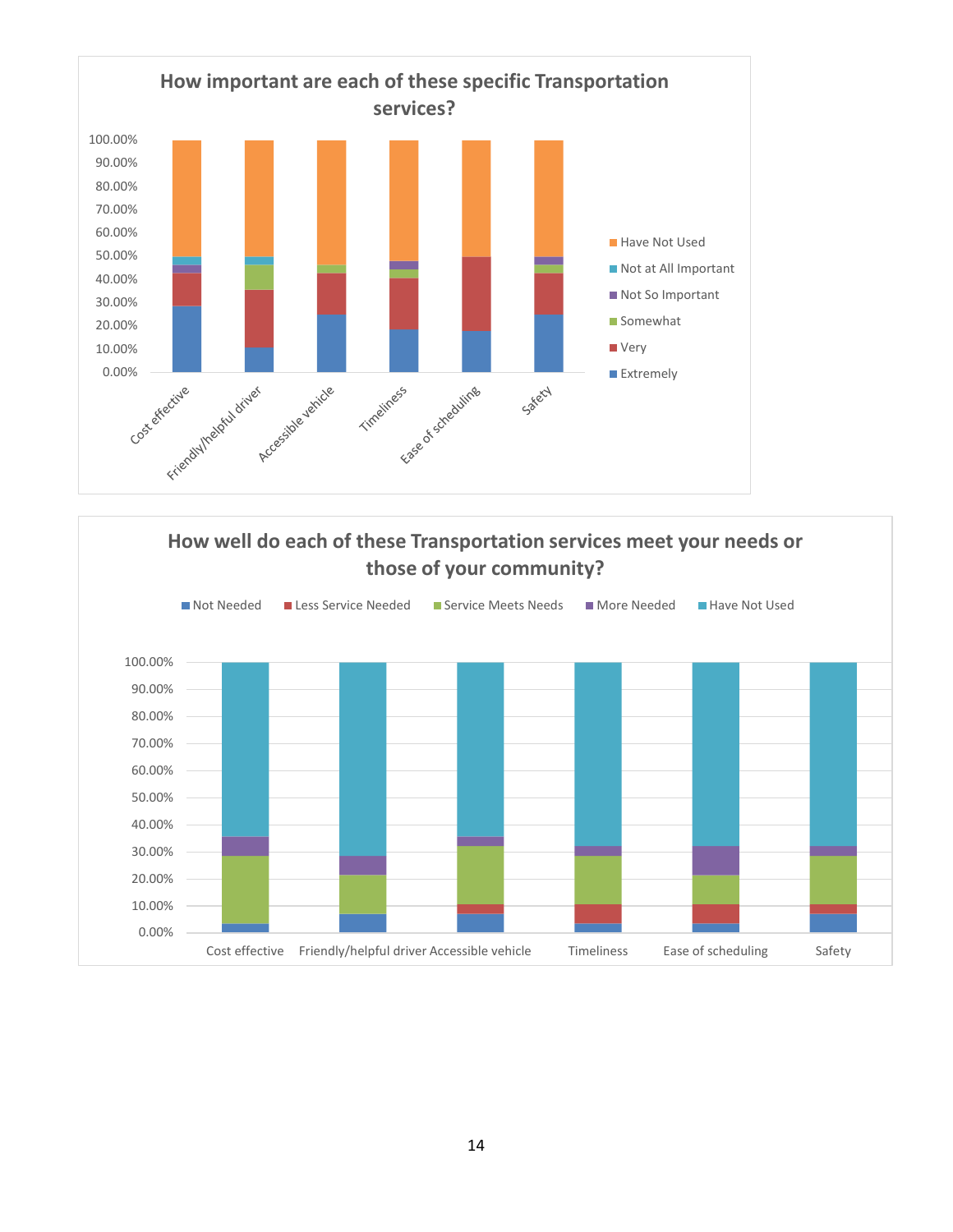**How important are each of these specific Transportation services?**

Legend: Have Not Used, Not at All Important, Not So Important, Somewhat, Very, Extremely

Categories: Cost effective, Friendly/helpful driver, Accessible vehicle, Timeliness, Ease of scheduling, Safety

**How well do each of these Transportation services meet your needs or those of your community?**

Legend: Not Needed, Less Service Needed, Service Meets Needs, More Needed, Have Not Used

Categories: Cost effective, Friendly/helpful driver, Accessible vehicle, Timeliness, Ease of scheduling, Safety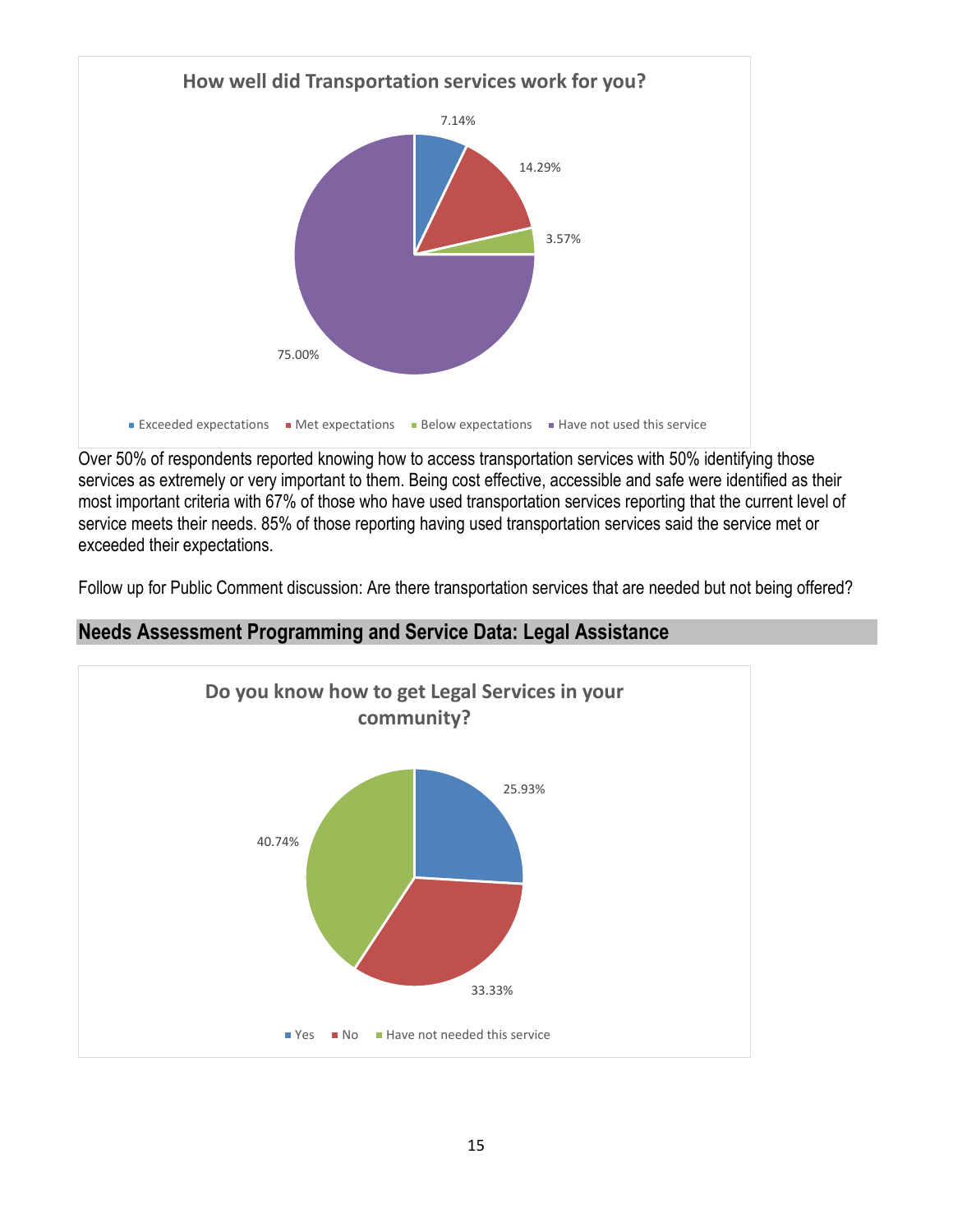**How well did Transportation services work for you?**

| Response | Percentage |
|---|---|
| Exceeded expectations | 7.14% |
| Met expectations | 14.29% |
| Below expectations | 3.57% |
| Have not used this service | 75.00% |

Over 50% of respondents reported knowing how to access transportation services with 50% identifying those services as extremely or very important to them. Being cost effective, accessible and safe were identified as their most important criteria with 67% of those who have used transportation services reporting that the current level of service meets their needs. 85% of those reporting having used transportation services said the service met or exceeded their expectations.

Follow up for Public Comment discussion: Are there transportation services that are needed but not being offered?

## Needs Assessment Programming and Service Data: Legal Assistance

**Do you know how to get Legal Services in your community?**

| Response | Percentage |
|---|---|
| Yes | 25.93% |
| No | 33.33% |
| Have not needed this service | 40.74% |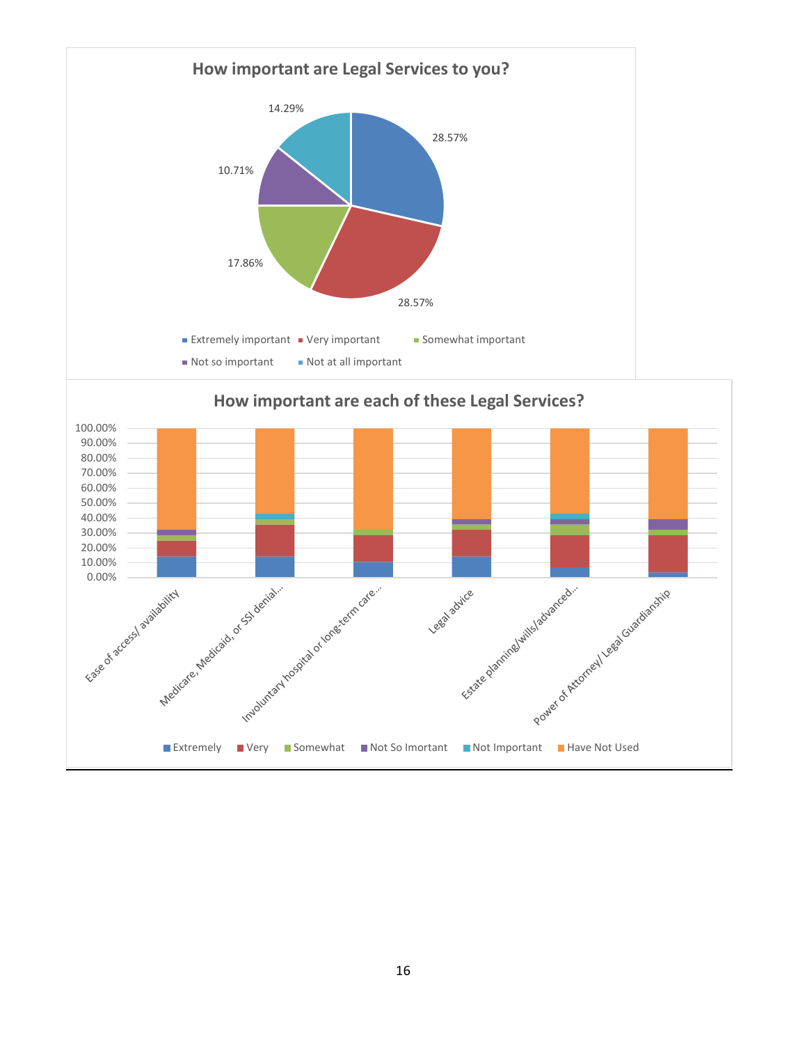## How important are Legal Services to you?

| Response | Percentage |
|---|---|
| Extremely important | 28.57% |
| Very important | 28.57% |
| Somewhat important | 17.86% |
| Not so important | 10.71% |
| Not at all important | 14.29% |

## How important are each of these Legal Services?

Categories: Ease of access/ availability; Medicare, Medicaid, or SSI denial...; Involuntary hospital or long-term care...; Legal advice; Estate planning/wills/advanced...; Power of Attorney/ Legal Guardianship

Legend: Extremely, Very, Somewhat, Not So Imortant, Not Important, Have Not Used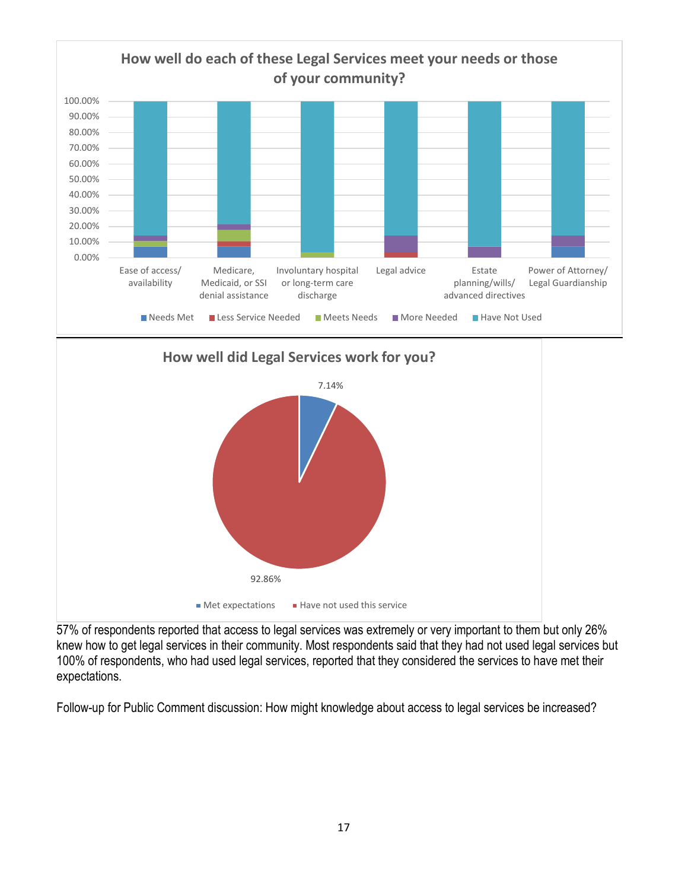**How well do each of these Legal Services meet your needs or those of your community?**

Legend: Needs Met, Less Service Needed, Meets Needs, More Needed, Have Not Used

Categories: Ease of access/ availability; Medicare, Medicaid, or SSI denial assistance; Involuntary hospital or long-term care discharge; Legal advice; Estate planning/wills/ advanced directives; Power of Attorney/ Legal Guardianship

**How well did Legal Services work for you?**

- Met expectations: 7.14%
- Have not used this service: 92.86%

57% of respondents reported that access to legal services was extremely or very important to them but only 26% knew how to get legal services in their community. Most respondents said that they had not used legal services but 100% of respondents, who had used legal services, reported that they considered the services to have met their expectations.

Follow-up for Public Comment discussion: How might knowledge about access to legal services be increased?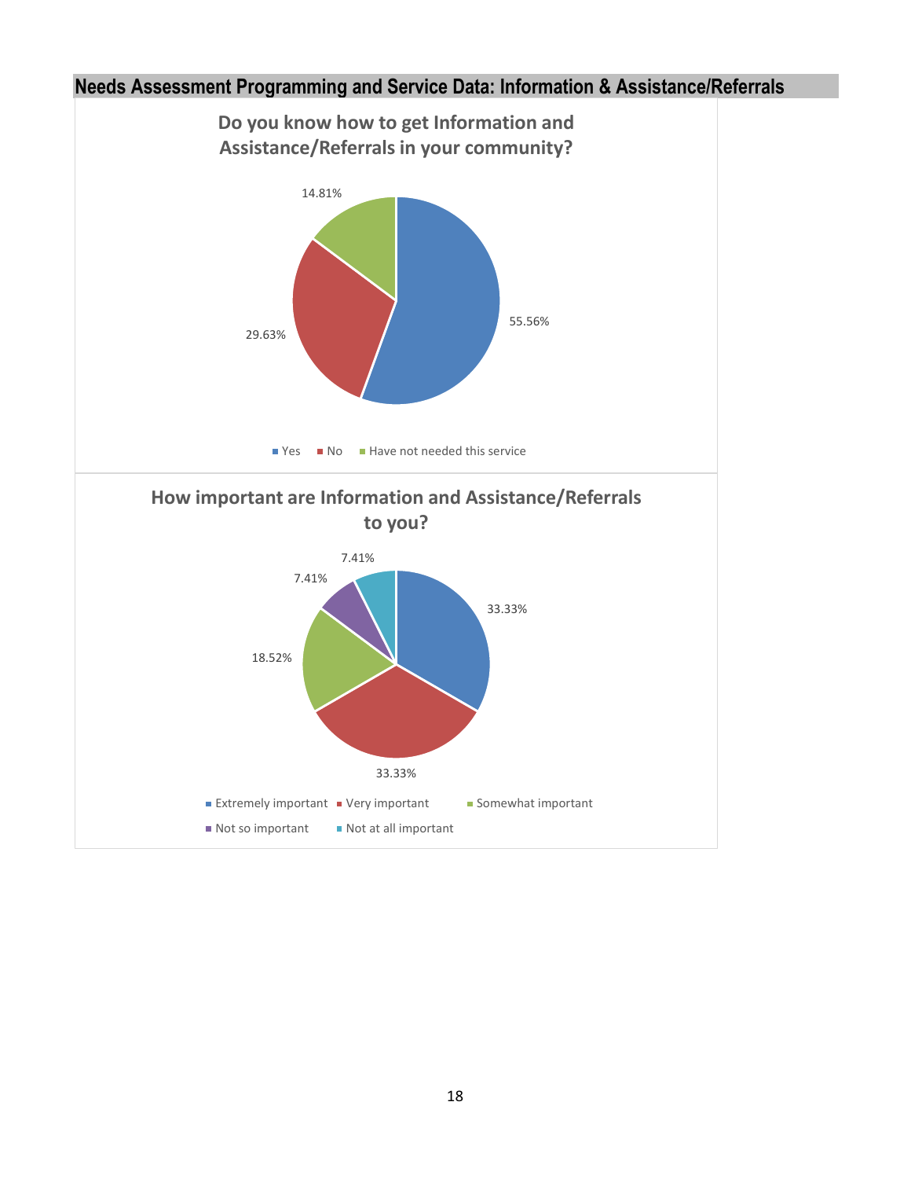## Needs Assessment Programming and Service Data: Information & Assistance/Referrals

**Do you know how to get Information and Assistance/Referrals in your community?**

| Response | Percentage |
| --- | --- |
| Yes | 55.56% |
| No | 29.63% |
| Have not needed this service | 14.81% |

**How important are Information and Assistance/Referrals to you?**

| Response | Percentage |
| --- | --- |
| Extremely important | 33.33% |
| Very important | 33.33% |
| Somewhat important | 18.52% |
| Not so important | 7.41% |
| Not at all important | 7.41% |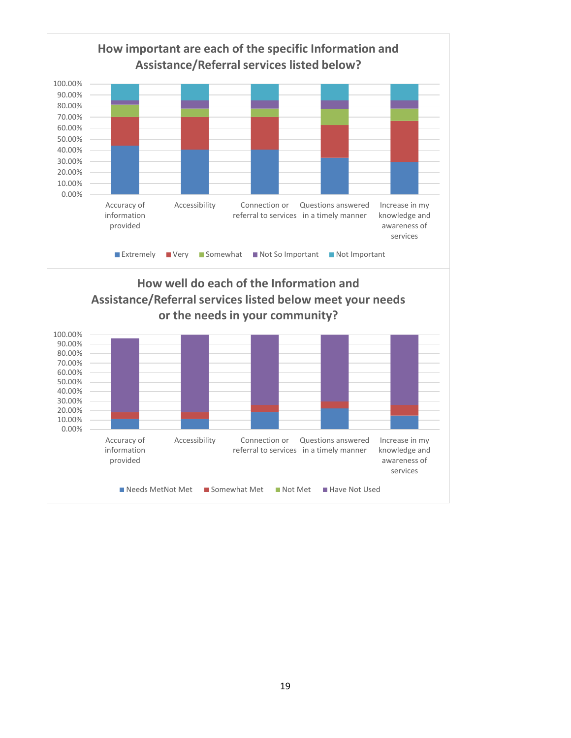## How important are each of the specific Information and Assistance/Referral services listed below?

100.00%
90.00%
80.00%
70.00%
60.00%
50.00%
40.00%
30.00%
20.00%
10.00%
0.00%

Accuracy of information provided | Accessibility | Connection or referral to services | Questions answered in a timely manner | Increase in my knowledge and awareness of services

■ Extremely ■ Very ■ Somewhat ■ Not So Important ■ Not Important

## How well do each of the Information and Assistance/Referral services listed below meet your needs or the needs in your community?

100.00%
90.00%
80.00%
70.00%
60.00%
50.00%
40.00%
30.00%
20.00%
10.00%
0.00%

Accuracy of information provided | Accessibility | Connection or referral to services | Questions answered in a timely manner | Increase in my knowledge and awareness of services

■ Needs MetNot Met ■ Somewhat Met ■ Not Met ■ Have Not Used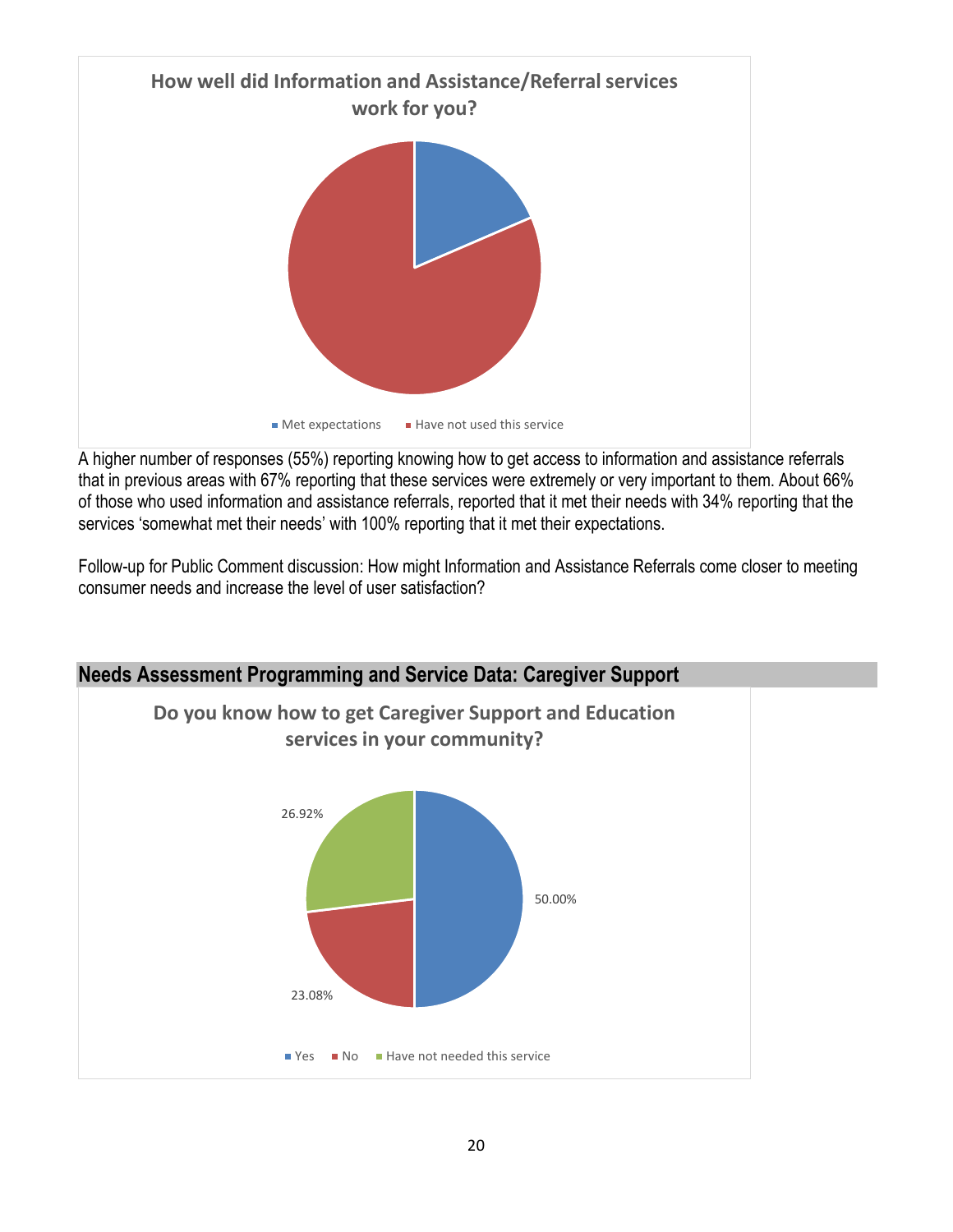**How well did Information and Assistance/Referral services work for you?**

- Met expectations
- Have not used this service

A higher number of responses (55%) reporting knowing how to get access to information and assistance referrals that in previous areas with 67% reporting that these services were extremely or very important to them. About 66% of those who used information and assistance referrals, reported that it met their needs with 34% reporting that the services 'somewhat met their needs' with 100% reporting that it met their expectations.

Follow-up for Public Comment discussion: How might Information and Assistance Referrals come closer to meeting consumer needs and increase the level of user satisfaction?

## Needs Assessment Programming and Service Data: Caregiver Support

**Do you know how to get Caregiver Support and Education services in your community?**

| Response | Percentage |
|---|---|
| Yes | 50.00% |
| No | 23.08% |
| Have not needed this service | 26.92% |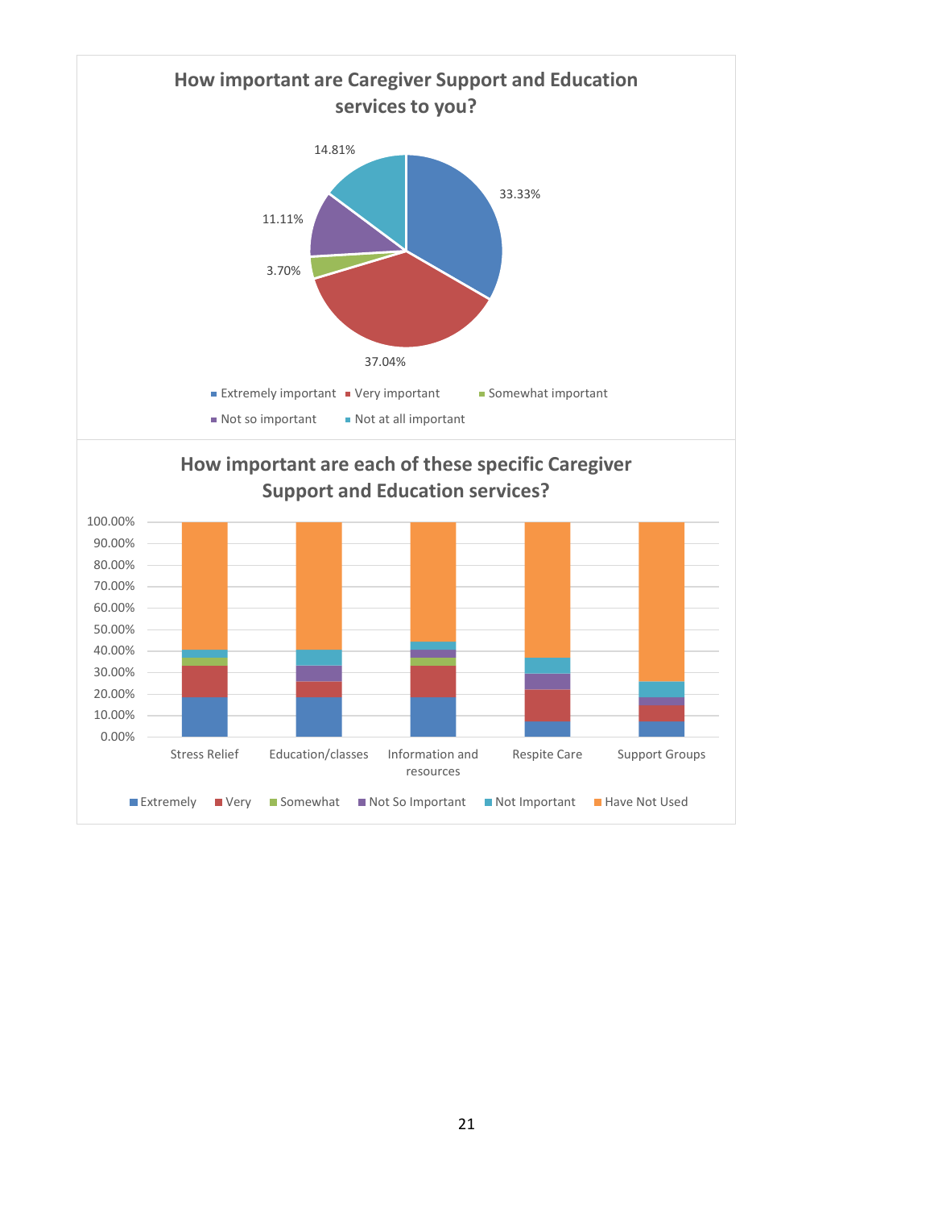**How important are Caregiver Support and Education services to you?**

- Extremely important: 33.33%
- Very important: 37.04%
- Somewhat important: 3.70%
- Not so important: 11.11%
- Not at all important: 14.81%

**How important are each of these specific Caregiver Support and Education services?**

Categories: Stress Relief, Education/classes, Information and resources, Respite Care, Support Groups

Legend: Extremely, Very, Somewhat, Not So Important, Not Important, Have Not Used

Axis: 0.00% – 100.00%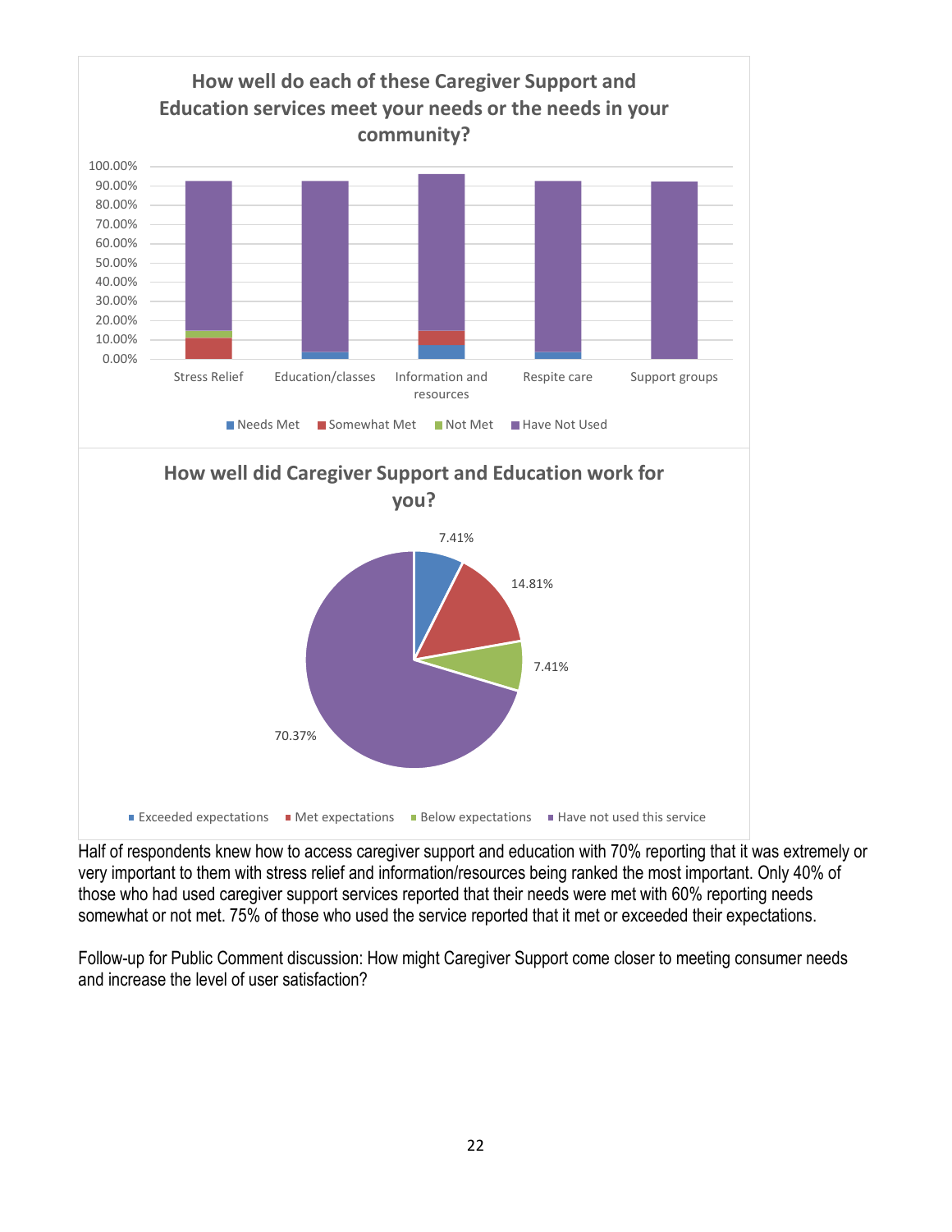**How well do each of these Caregiver Support and Education services meet your needs or the needs in your community?**

**How well did Caregiver Support and Education work for you?**

Half of respondents knew how to access caregiver support and education with 70% reporting that it was extremely or very important to them with stress relief and information/resources being ranked the most important. Only 40% of those who had used caregiver support services reported that their needs were met with 60% reporting needs somewhat or not met. 75% of those who used the service reported that it met or exceeded their expectations.

Follow-up for Public Comment discussion: How might Caregiver Support come closer to meeting consumer needs and increase the level of user satisfaction?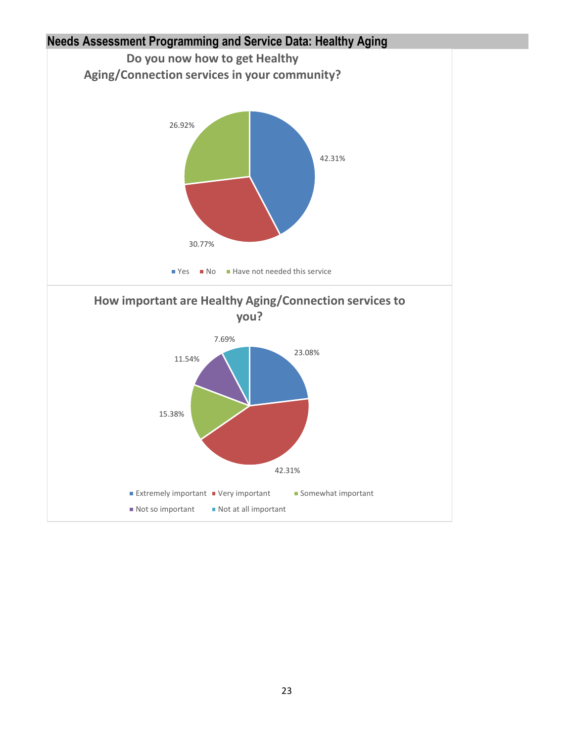## Needs Assessment Programming and Service Data: Healthy Aging

**Do you now how to get Healthy Aging/Connection services in your community?**

| Response | Percentage |
| --- | --- |
| Yes | 42.31% |
| No | 30.77% |
| Have not needed this service | 26.92% |

**How important are Healthy Aging/Connection services to you?**

| Response | Percentage |
| --- | --- |
| Extremely important | 23.08% |
| Very important | 42.31% |
| Somewhat important | 15.38% |
| Not so important | 11.54% |
| Not at all important | 7.69% |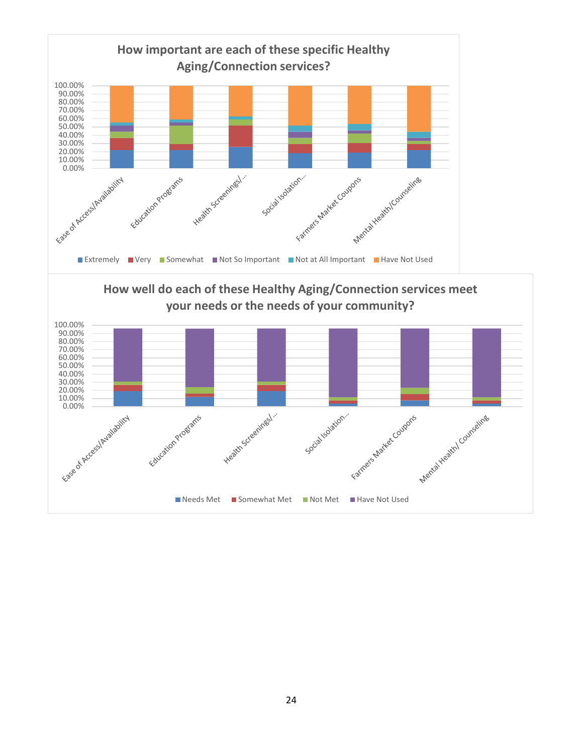## How important are each of these specific Healthy Aging/Connection services?

100.00%
90.00%
80.00%
70.00%
60.00%
50.00%
40.00%
30.00%
20.00%
10.00%
0.00%

Ease of Access/Availability | Education Programs | Health Screenings/... | Social Isolation... | Farmers Market Coupons | Mental Health/Counseling

■ Extremely ■ Very ■ Somewhat ■ Not So Important ■ Not at All Important ■ Have Not Used

## How well do each of these Healthy Aging/Connection services meet your needs or the needs of your community?

100.00%
90.00%
80.00%
70.00%
60.00%
50.00%
40.00%
30.00%
20.00%
10.00%
0.00%

Ease of Access/Availability | Education Programs | Health Screenings/... | Social Isolation... | Farmers Market Coupons | Mental Health/ Counseling

■ Needs Met ■ Somewhat Met ■ Not Met ■ Have Not Used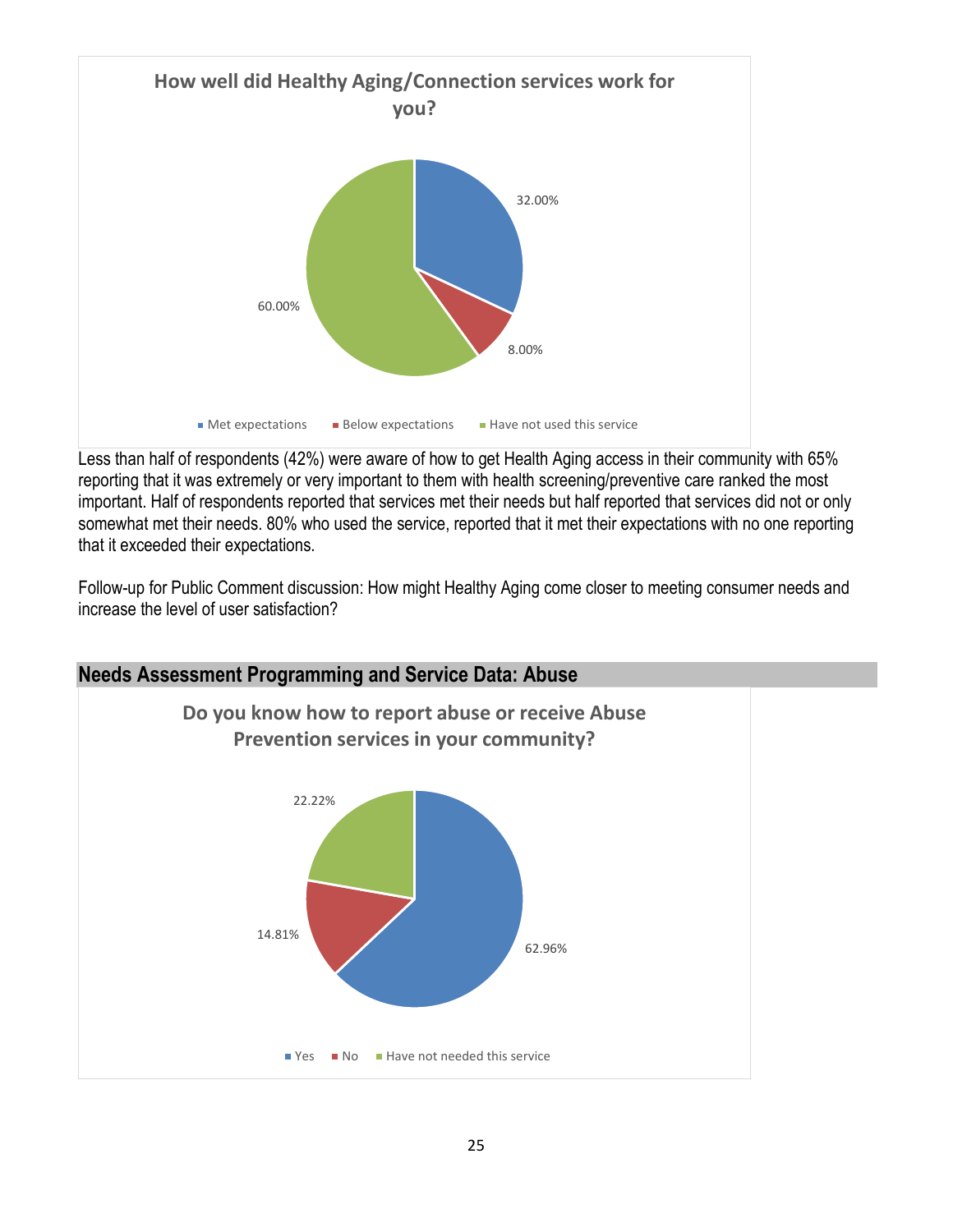**How well did Healthy Aging/Connection services work for you?**

| Response | Percentage |
|---|---|
| Met expectations | 32.00% |
| Below expectations | 8.00% |
| Have not used this service | 60.00% |

Less than half of respondents (42%) were aware of how to get Health Aging access in their community with 65% reporting that it was extremely or very important to them with health screening/preventive care ranked the most important. Half of respondents reported that services met their needs but half reported that services did not or only somewhat met their needs. 80% who used the service, reported that it met their expectations with no one reporting that it exceeded their expectations.

Follow-up for Public Comment discussion: How might Healthy Aging come closer to meeting consumer needs and increase the level of user satisfaction?

## Needs Assessment Programming and Service Data: Abuse

**Do you know how to report abuse or receive Abuse Prevention services in your community?**

| Response | Percentage |
|---|---|
| Yes | 62.96% |
| No | 14.81% |
| Have not needed this service | 22.22% |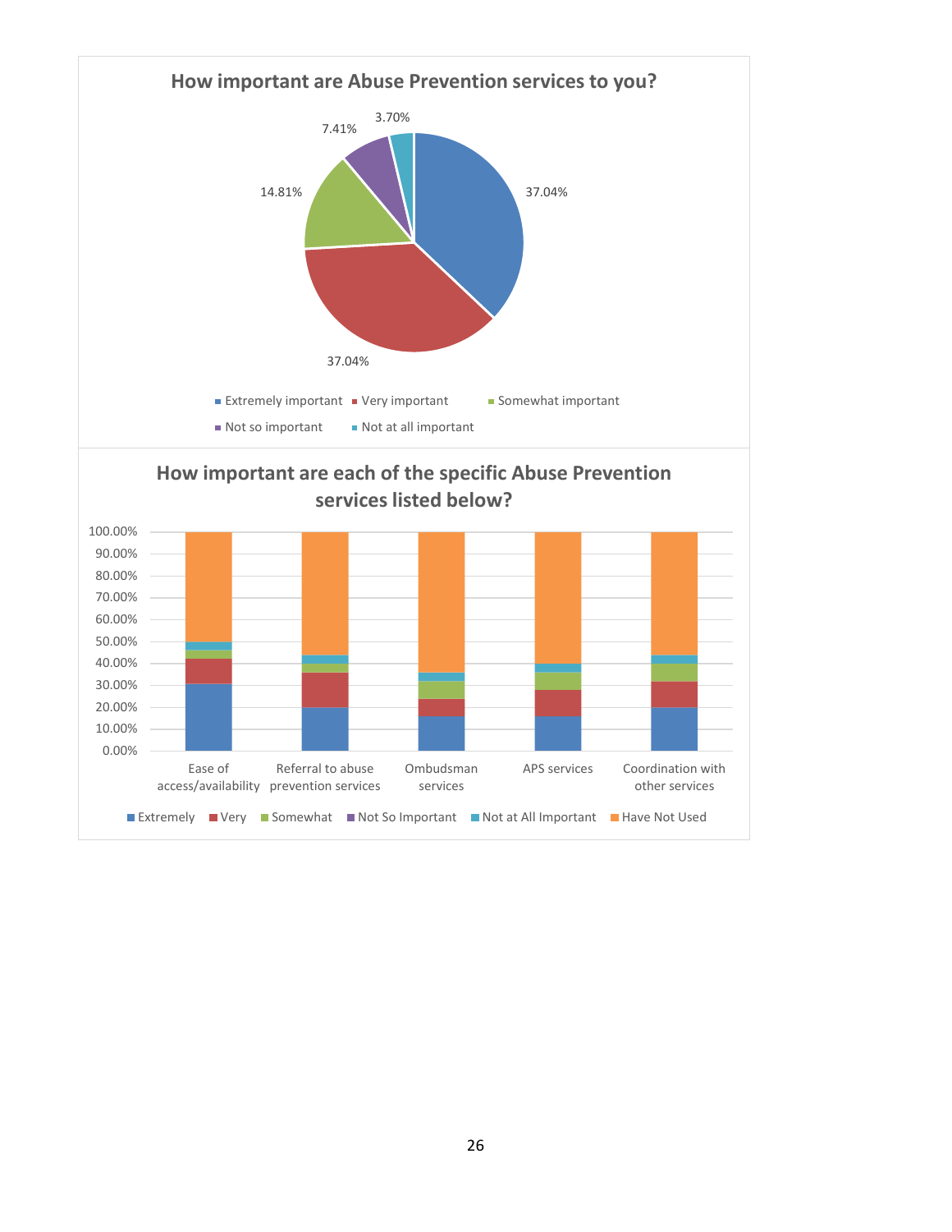**How important are Abuse Prevention services to you?**

| Response | Percentage |
|---|---|
| Extremely important | 37.04% |
| Very important | 37.04% |
| Somewhat important | 14.81% |
| Not so important | 7.41% |
| Not at all important | 3.70% |

**How important are each of the specific Abuse Prevention services listed below?**

Series: Extremely, Very, Somewhat, Not So Important, Not at All Important, Have Not Used

Categories: Ease of access/availability, Referral to abuse prevention services, Ombudsman services, APS services, Coordination with other services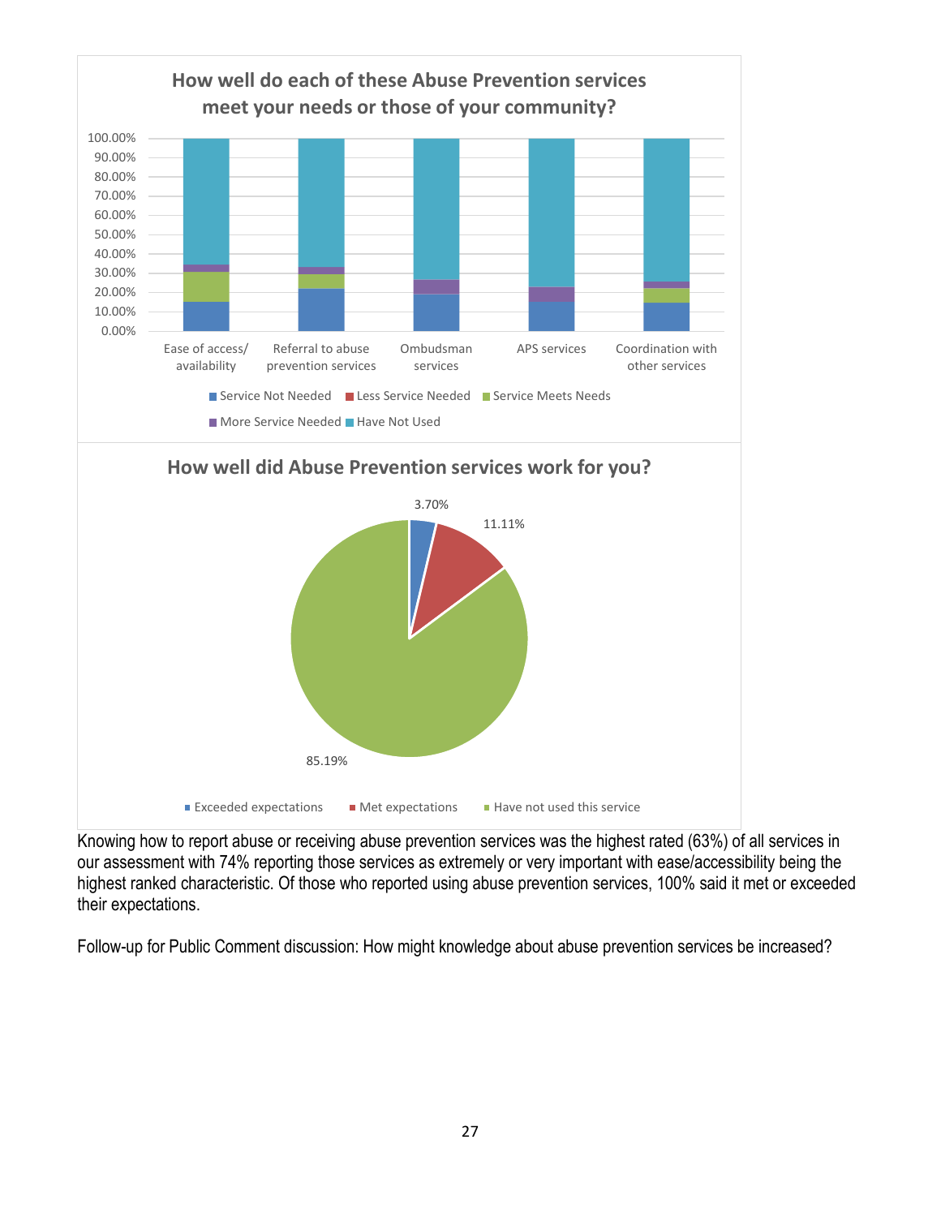**How well do each of these Abuse Prevention services meet your needs or those of your community?**

| | Ease of access/ availability | Referral to abuse prevention services | Ombudsman services | APS services | Coordination with other services |
|---|---|---|---|---|---|
| Service Not Needed | | | | | |
| Less Service Needed | | | | | |
| Service Meets Needs | | | | | |
| More Service Needed | | | | | |
| Have Not Used | | | | | |

**How well did Abuse Prevention services work for you?**

| Response | Percent |
|---|---|
| Exceeded expectations | 3.70% |
| Met expectations | 11.11% |
| Have not used this service | 85.19% |

Knowing how to report abuse or receiving abuse prevention services was the highest rated (63%) of all services in our assessment with 74% reporting those services as extremely or very important with ease/accessibility being the highest ranked characteristic. Of those who reported using abuse prevention services, 100% said it met or exceeded their expectations.

Follow-up for Public Comment discussion: How might knowledge about abuse prevention services be increased?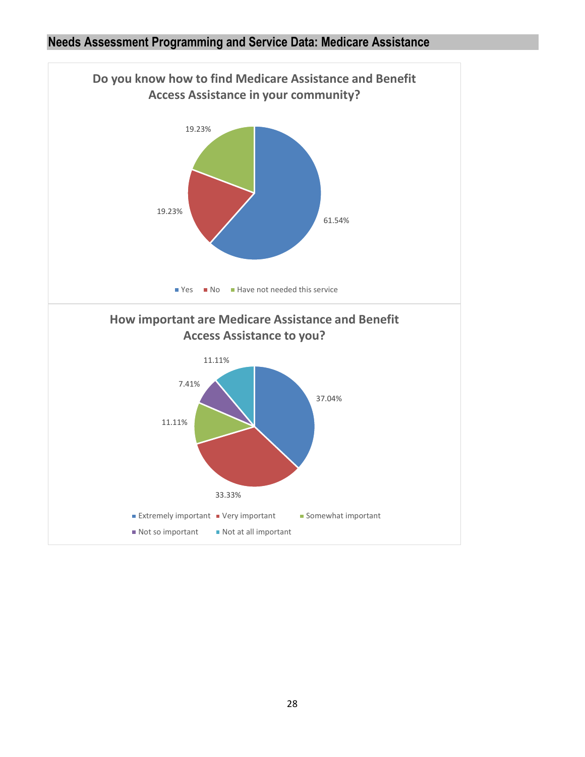## Needs Assessment Programming and Service Data: Medicare Assistance

**Do you know how to find Medicare Assistance and Benefit Access Assistance in your community?**

| Response | Percentage |
|---|---|
| Yes | 61.54% |
| No | 19.23% |
| Have not needed this service | 19.23% |

**How important are Medicare Assistance and Benefit Access Assistance to you?**

| Response | Percentage |
|---|---|
| Extremely important | 37.04% |
| Very important | 33.33% |
| Somewhat important | 11.11% |
| Not so important | 7.41% |
| Not at all important | 11.11% |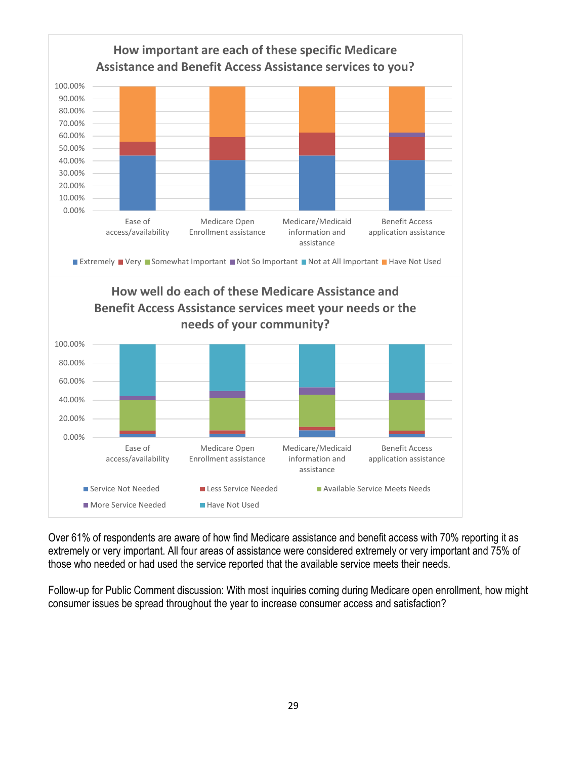**How important are each of these specific Medicare Assistance and Benefit Access Assistance services to you?**

Categories: Ease of access/availability; Medicare Open Enrollment assistance; Medicare/Medicaid information and assistance; Benefit Access application assistance

Legend: Extremely, Very, Somewhat Important, Not So Important, Not at All Important, Have Not Used

**How well do each of these Medicare Assistance and Benefit Access Assistance services meet your needs or the needs of your community?**

Categories: Ease of access/availability; Medicare Open Enrollment assistance; Medicare/Medicaid information and assistance; Benefit Access application assistance

Legend: Service Not Needed, Less Service Needed, Available Service Meets Needs, More Service Needed, Have Not Used

Over 61% of respondents are aware of how find Medicare assistance and benefit access with 70% reporting it as extremely or very important. All four areas of assistance were considered extremely or very important and 75% of those who needed or had used the service reported that the available service meets their needs.

Follow-up for Public Comment discussion: With most inquiries coming during Medicare open enrollment, how might consumer issues be spread throughout the year to increase consumer access and satisfaction?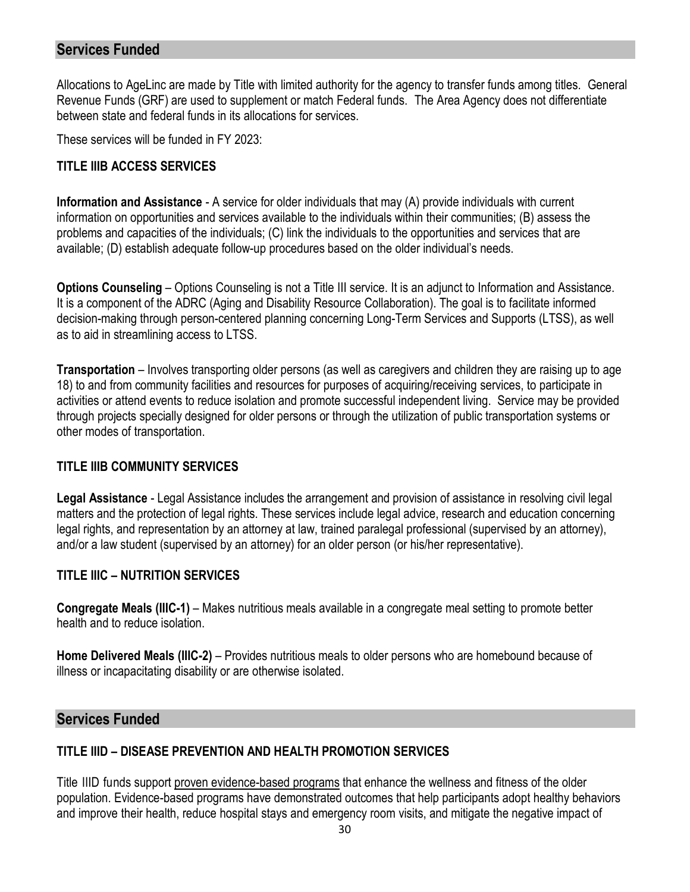## Services Funded

Allocations to AgeLinc are made by Title with limited authority for the agency to transfer funds among titles. General Revenue Funds (GRF) are used to supplement or match Federal funds. The Area Agency does not differentiate between state and federal funds in its allocations for services.

These services will be funded in FY 2023:

### TITLE IIIB ACCESS SERVICES

**Information and Assistance** - A service for older individuals that may (A) provide individuals with current information on opportunities and services available to the individuals within their communities; (B) assess the problems and capacities of the individuals; (C) link the individuals to the opportunities and services that are available; (D) establish adequate follow-up procedures based on the older individual's needs.

**Options Counseling** – Options Counseling is not a Title III service. It is an adjunct to Information and Assistance. It is a component of the ADRC (Aging and Disability Resource Collaboration). The goal is to facilitate informed decision-making through person-centered planning concerning Long-Term Services and Supports (LTSS), as well as to aid in streamlining access to LTSS.

**Transportation** – Involves transporting older persons (as well as caregivers and children they are raising up to age 18) to and from community facilities and resources for purposes of acquiring/receiving services, to participate in activities or attend events to reduce isolation and promote successful independent living. Service may be provided through projects specially designed for older persons or through the utilization of public transportation systems or other modes of transportation.

### TITLE IIIB COMMUNITY SERVICES

**Legal Assistance** - Legal Assistance includes the arrangement and provision of assistance in resolving civil legal matters and the protection of legal rights. These services include legal advice, research and education concerning legal rights, and representation by an attorney at law, trained paralegal professional (supervised by an attorney), and/or a law student (supervised by an attorney) for an older person (or his/her representative).

### TITLE IIIC – NUTRITION SERVICES

**Congregate Meals (IIIC-1)** – Makes nutritious meals available in a congregate meal setting to promote better health and to reduce isolation.

**Home Delivered Meals (IIIC-2)** – Provides nutritious meals to older persons who are homebound because of illness or incapacitating disability or are otherwise isolated.

## Services Funded

### TITLE IIID – DISEASE PREVENTION AND HEALTH PROMOTION SERVICES

Title IIID funds support proven evidence-based programs that enhance the wellness and fitness of the older population. Evidence-based programs have demonstrated outcomes that help participants adopt healthy behaviors and improve their health, reduce hospital stays and emergency room visits, and mitigate the negative impact of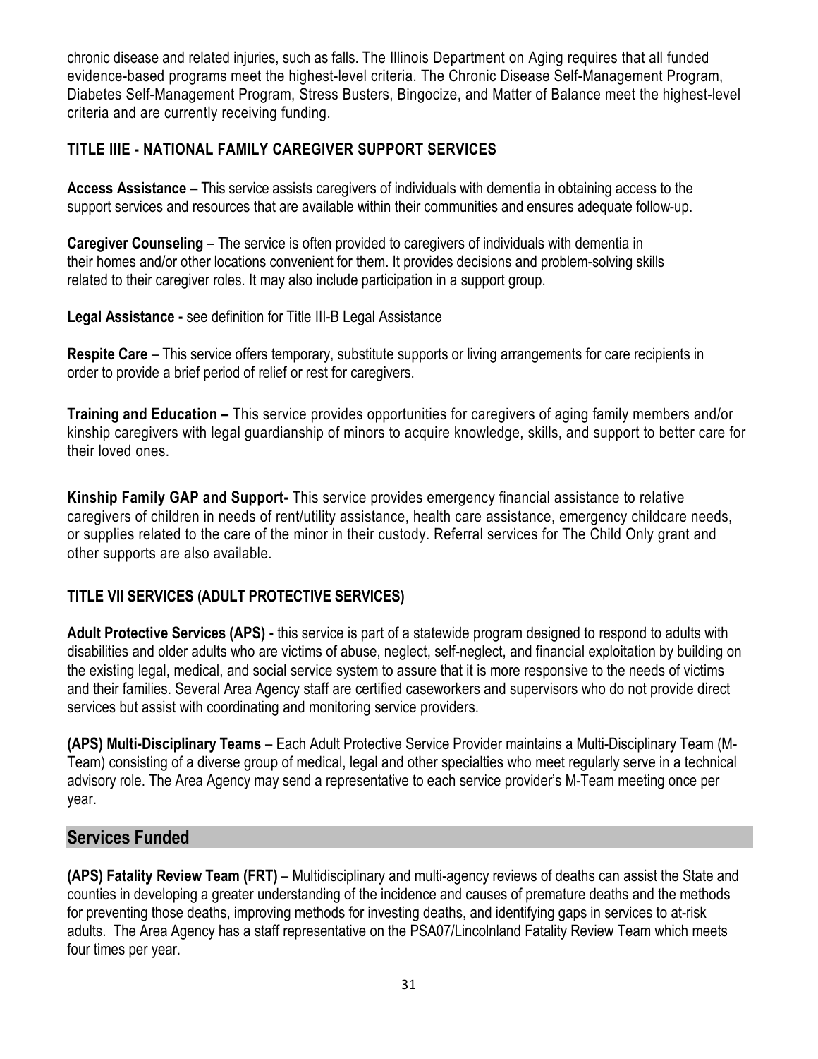chronic disease and related injuries, such as falls. The Illinois Department on Aging requires that all funded evidence-based programs meet the highest-level criteria. The Chronic Disease Self-Management Program, Diabetes Self-Management Program, Stress Busters, Bingocize, and Matter of Balance meet the highest-level criteria and are currently receiving funding.

### TITLE IIIE - NATIONAL FAMILY CAREGIVER SUPPORT SERVICES

**Access Assistance –** This service assists caregivers of individuals with dementia in obtaining access to the support services and resources that are available within their communities and ensures adequate follow-up.

**Caregiver Counseling** – The service is often provided to caregivers of individuals with dementia in their homes and/or other locations convenient for them. It provides decisions and problem-solving skills related to their caregiver roles. It may also include participation in a support group.

**Legal Assistance -** see definition for Title III-B Legal Assistance

**Respite Care** – This service offers temporary, substitute supports or living arrangements for care recipients in order to provide a brief period of relief or rest for caregivers.

**Training and Education –** This service provides opportunities for caregivers of aging family members and/or kinship caregivers with legal guardianship of minors to acquire knowledge, skills, and support to better care for their loved ones.

**Kinship Family GAP and Support-** This service provides emergency financial assistance to relative caregivers of children in needs of rent/utility assistance, health care assistance, emergency childcare needs, or supplies related to the care of the minor in their custody. Referral services for The Child Only grant and other supports are also available.

### TITLE VII SERVICES (ADULT PROTECTIVE SERVICES)

**Adult Protective Services (APS) -** this service is part of a statewide program designed to respond to adults with disabilities and older adults who are victims of abuse, neglect, self-neglect, and financial exploitation by building on the existing legal, medical, and social service system to assure that it is more responsive to the needs of victims and their families. Several Area Agency staff are certified caseworkers and supervisors who do not provide direct services but assist with coordinating and monitoring service providers.

**(APS) Multi-Disciplinary Teams** – Each Adult Protective Service Provider maintains a Multi-Disciplinary Team (M-Team) consisting of a diverse group of medical, legal and other specialties who meet regularly serve in a technical advisory role. The Area Agency may send a representative to each service provider's M-Team meeting once per year.

## Services Funded

**(APS) Fatality Review Team (FRT)** – Multidisciplinary and multi-agency reviews of deaths can assist the State and counties in developing a greater understanding of the incidence and causes of premature deaths and the methods for preventing those deaths, improving methods for investing deaths, and identifying gaps in services to at-risk adults. The Area Agency has a staff representative on the PSA07/Lincolnland Fatality Review Team which meets four times per year.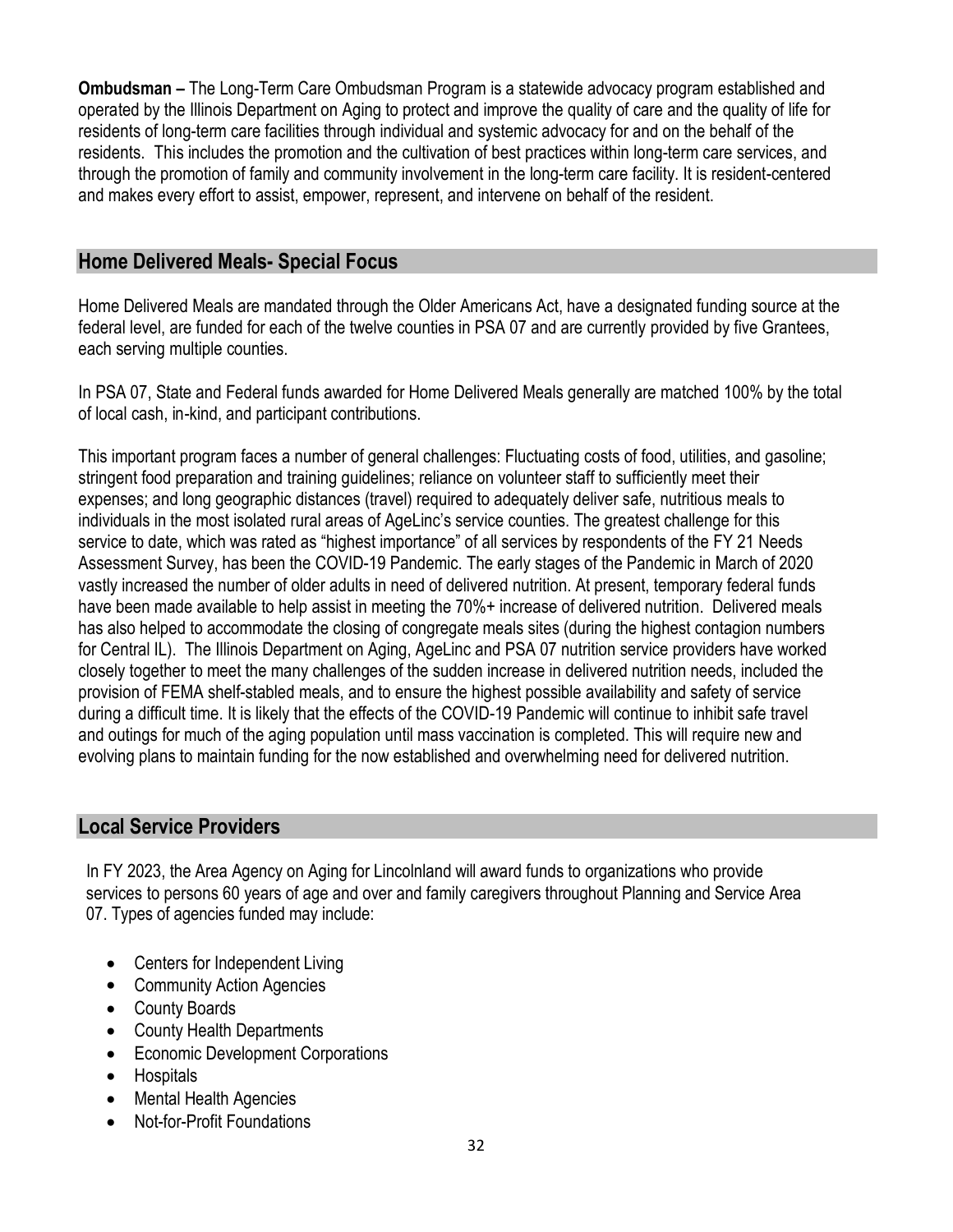**Ombudsman –** The Long-Term Care Ombudsman Program is a statewide advocacy program established and operated by the Illinois Department on Aging to protect and improve the quality of care and the quality of life for residents of long-term care facilities through individual and systemic advocacy for and on the behalf of the residents. This includes the promotion and the cultivation of best practices within long-term care services, and through the promotion of family and community involvement in the long-term care facility. It is resident-centered and makes every effort to assist, empower, represent, and intervene on behalf of the resident.

## Home Delivered Meals- Special Focus

Home Delivered Meals are mandated through the Older Americans Act, have a designated funding source at the federal level, are funded for each of the twelve counties in PSA 07 and are currently provided by five Grantees, each serving multiple counties.

In PSA 07, State and Federal funds awarded for Home Delivered Meals generally are matched 100% by the total of local cash, in-kind, and participant contributions.

This important program faces a number of general challenges: Fluctuating costs of food, utilities, and gasoline; stringent food preparation and training guidelines; reliance on volunteer staff to sufficiently meet their expenses; and long geographic distances (travel) required to adequately deliver safe, nutritious meals to individuals in the most isolated rural areas of AgeLinc's service counties. The greatest challenge for this service to date, which was rated as "highest importance" of all services by respondents of the FY 21 Needs Assessment Survey, has been the COVID-19 Pandemic. The early stages of the Pandemic in March of 2020 vastly increased the number of older adults in need of delivered nutrition. At present, temporary federal funds have been made available to help assist in meeting the 70%+ increase of delivered nutrition. Delivered meals has also helped to accommodate the closing of congregate meals sites (during the highest contagion numbers for Central IL). The Illinois Department on Aging, AgeLinc and PSA 07 nutrition service providers have worked closely together to meet the many challenges of the sudden increase in delivered nutrition needs, included the provision of FEMA shelf-stabled meals, and to ensure the highest possible availability and safety of service during a difficult time. It is likely that the effects of the COVID-19 Pandemic will continue to inhibit safe travel and outings for much of the aging population until mass vaccination is completed. This will require new and evolving plans to maintain funding for the now established and overwhelming need for delivered nutrition.

## Local Service Providers

In FY 2023, the Area Agency on Aging for Lincolnland will award funds to organizations who provide services to persons 60 years of age and over and family caregivers throughout Planning and Service Area 07. Types of agencies funded may include:

- Centers for Independent Living
- Community Action Agencies
- County Boards
- County Health Departments
- Economic Development Corporations
- Hospitals
- Mental Health Agencies
- Not-for-Profit Foundations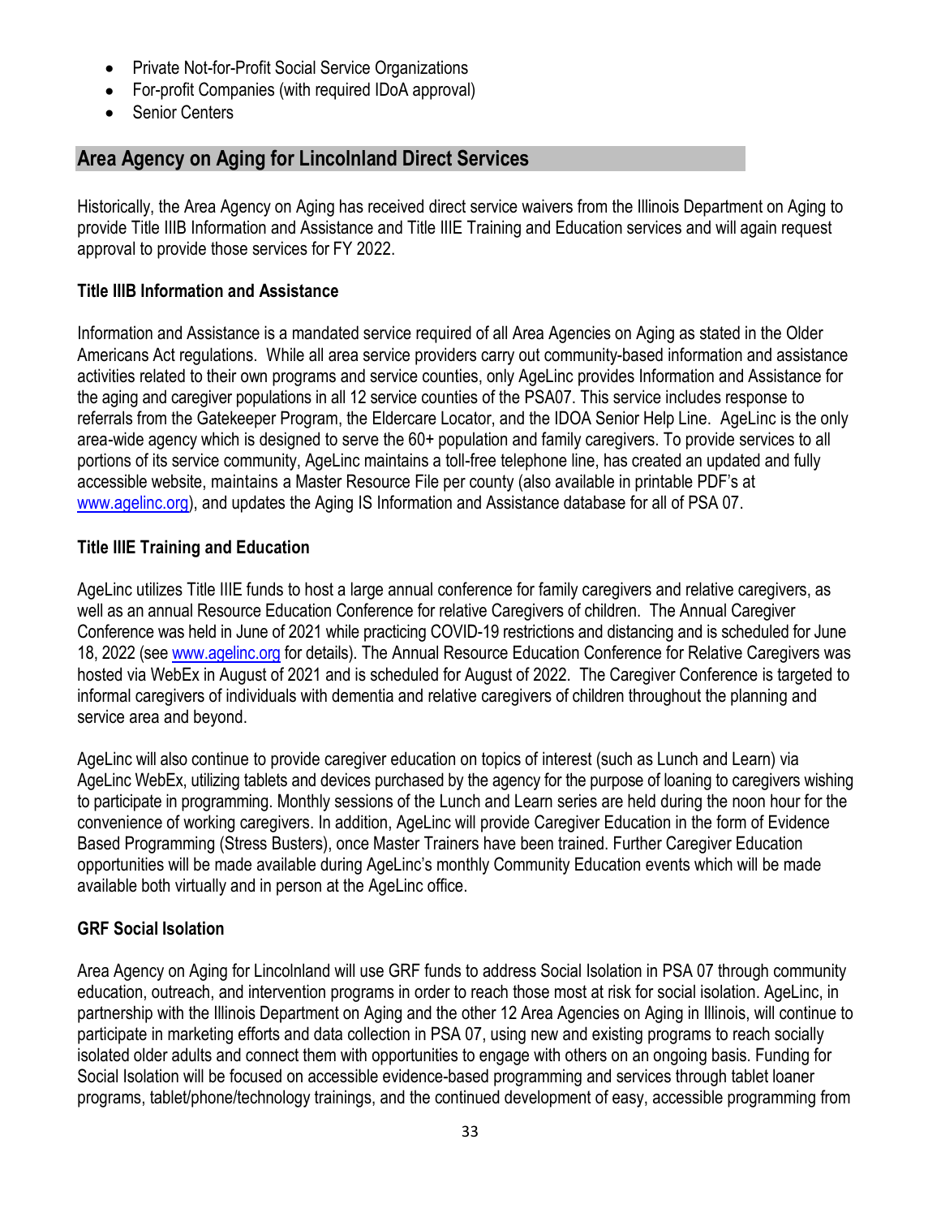- Private Not-for-Profit Social Service Organizations
- For-profit Companies (with required IDoA approval)
- Senior Centers

## Area Agency on Aging for Lincolnland Direct Services

Historically, the Area Agency on Aging has received direct service waivers from the Illinois Department on Aging to provide Title IIIB Information and Assistance and Title IIIE Training and Education services and will again request approval to provide those services for FY 2022.

### Title IIIB Information and Assistance

Information and Assistance is a mandated service required of all Area Agencies on Aging as stated in the Older Americans Act regulations. While all area service providers carry out community-based information and assistance activities related to their own programs and service counties, only AgeLinc provides Information and Assistance for the aging and caregiver populations in all 12 service counties of the PSA07. This service includes response to referrals from the Gatekeeper Program, the Eldercare Locator, and the IDOA Senior Help Line. AgeLinc is the only area-wide agency which is designed to serve the 60+ population and family caregivers. To provide services to all portions of its service community, AgeLinc maintains a toll-free telephone line, has created an updated and fully accessible website, maintains a Master Resource File per county (also available in printable PDF's at www.agelinc.org), and updates the Aging IS Information and Assistance database for all of PSA 07.

### Title IIIE Training and Education

AgeLinc utilizes Title IIIE funds to host a large annual conference for family caregivers and relative caregivers, as well as an annual Resource Education Conference for relative Caregivers of children. The Annual Caregiver Conference was held in June of 2021 while practicing COVID-19 restrictions and distancing and is scheduled for June 18, 2022 (see www.agelinc.org for details). The Annual Resource Education Conference for Relative Caregivers was hosted via WebEx in August of 2021 and is scheduled for August of 2022. The Caregiver Conference is targeted to informal caregivers of individuals with dementia and relative caregivers of children throughout the planning and service area and beyond.

AgeLinc will also continue to provide caregiver education on topics of interest (such as Lunch and Learn) via AgeLinc WebEx, utilizing tablets and devices purchased by the agency for the purpose of loaning to caregivers wishing to participate in programming. Monthly sessions of the Lunch and Learn series are held during the noon hour for the convenience of working caregivers. In addition, AgeLinc will provide Caregiver Education in the form of Evidence Based Programming (Stress Busters), once Master Trainers have been trained. Further Caregiver Education opportunities will be made available during AgeLinc's monthly Community Education events which will be made available both virtually and in person at the AgeLinc office.

### GRF Social Isolation

Area Agency on Aging for Lincolnland will use GRF funds to address Social Isolation in PSA 07 through community education, outreach, and intervention programs in order to reach those most at risk for social isolation. AgeLinc, in partnership with the Illinois Department on Aging and the other 12 Area Agencies on Aging in Illinois, will continue to participate in marketing efforts and data collection in PSA 07, using new and existing programs to reach socially isolated older adults and connect them with opportunities to engage with others on an ongoing basis. Funding for Social Isolation will be focused on accessible evidence-based programming and services through tablet loaner programs, tablet/phone/technology trainings, and the continued development of easy, accessible programming from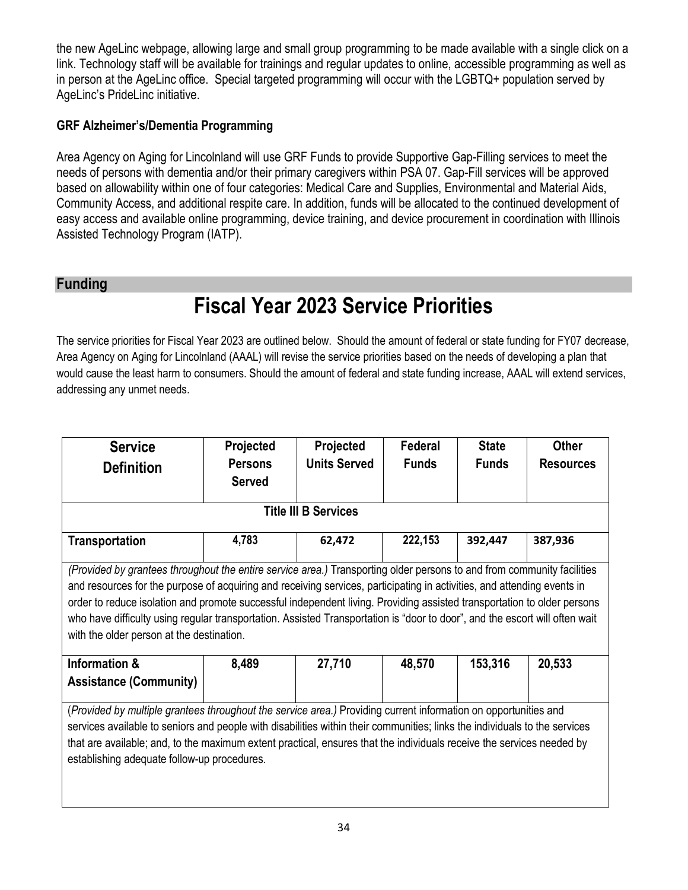the new AgeLinc webpage, allowing large and small group programming to be made available with a single click on a link. Technology staff will be available for trainings and regular updates to online, accessible programming as well as in person at the AgeLinc office. Special targeted programming will occur with the LGBTQ+ population served by AgeLinc's PrideLinc initiative.

### GRF Alzheimer's/Dementia Programming

Area Agency on Aging for Lincolnland will use GRF Funds to provide Supportive Gap-Filling services to meet the needs of persons with dementia and/or their primary caregivers within PSA 07. Gap-Fill services will be approved based on allowability within one of four categories: Medical Care and Supplies, Environmental and Material Aids, Community Access, and additional respite care. In addition, funds will be allocated to the continued development of easy access and available online programming, device training, and device procurement in coordination with Illinois Assisted Technology Program (IATP).

## Funding

# Fiscal Year 2023 Service Priorities

The service priorities for Fiscal Year 2023 are outlined below. Should the amount of federal or state funding for FY07 decrease, Area Agency on Aging for Lincolnland (AAAL) will revise the service priorities based on the needs of developing a plan that would cause the least harm to consumers. Should the amount of federal and state funding increase, AAAL will extend services, addressing any unmet needs.

| Service Definition | Projected Persons Served | Projected Units Served | Federal Funds | State Funds | Other Resources |
|---|---|---|---|---|---|
| **Title III B Services** | | | | | |
| **Transportation** | 4,783 | 62,472 | 222,153 | 392,447 | 387,936 |
| *(Provided by grantees throughout the entire service area.)* Transporting older persons to and from community facilities and resources for the purpose of acquiring and receiving services, participating in activities, and attending events in order to reduce isolation and promote successful independent living. Providing assisted transportation to older persons who have difficulty using regular transportation. Assisted Transportation is "door to door", and the escort will often wait with the older person at the destination. | | | | | |
| **Information & Assistance (Community)** | 8,489 | 27,710 | 48,570 | 153,316 | 20,533 |
| (*Provided by multiple grantees throughout the service area.)* Providing current information on opportunities and services available to seniors and people with disabilities within their communities; links the individuals to the services that are available; and, to the maximum extent practical, ensures that the individuals receive the services needed by establishing adequate follow-up procedures. | | | | | |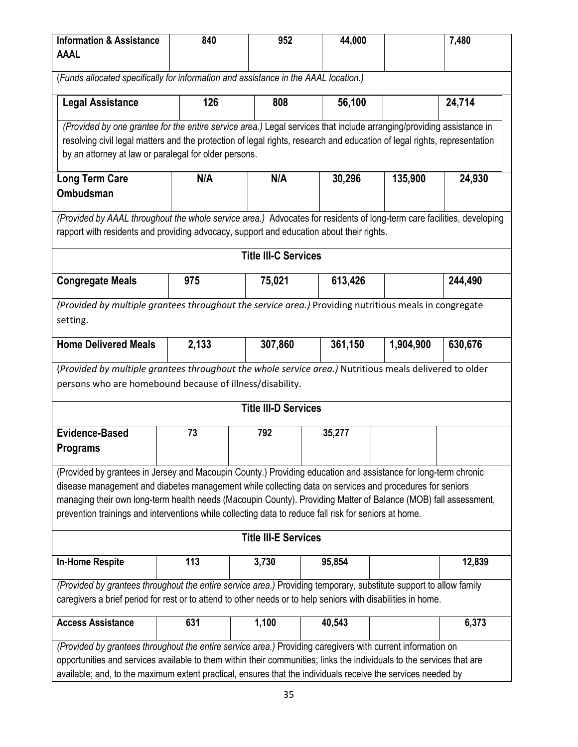| | | | | | |
|---|---|---|---|---|---|
| **Information & Assistance AAAL** | **840** | **952** | **44,000** | | **7,480** |
| (*Funds allocated specifically for information and assistance in the AAAL location.)* | | | | | |
| **Legal Assistance** | **126** | **808** | **56,100** | | **24,714** |
| *(Provided by one grantee for the entire service area.)* Legal services that include arranging/providing assistance in resolving civil legal matters and the protection of legal rights, research and education of legal rights, representation by an attorney at law or paralegal for older persons. | | | | | |
| **Long Term Care Ombudsman** | **N/A** | **N/A** | **30,296** | **135,900** | **24,930** |
| *(Provided by AAAL throughout the whole service area.)* Advocates for residents of long-term care facilities, developing rapport with residents and providing advocacy, support and education about their rights. | | | | | |
| **Title III-C Services** | | | | | |
| **Congregate Meals** | **975** | **75,021** | **613,426** | | **244,490** |
| *(Provided by multiple grantees throughout the service area.)* Providing nutritious meals in congregate setting. | | | | | |
| **Home Delivered Meals** | **2,133** | **307,860** | **361,150** | **1,904,900** | **630,676** |
| (*Provided by multiple grantees throughout the whole service area.)* Nutritious meals delivered to older persons who are homebound because of illness/disability. | | | | | |
| **Title III-D Services** | | | | | |
| **Evidence-Based Programs** | **73** | **792** | **35,277** | | |
| (Provided by grantees in Jersey and Macoupin County.) Providing education and assistance for long-term chronic disease management and diabetes management while collecting data on services and procedures for seniors managing their own long-term health needs (Macoupin County). Providing Matter of Balance (MOB) fall assessment, prevention trainings and interventions while collecting data to reduce fall risk for seniors at home. | | | | | |
| **Title III-E Services** | | | | | |
| **In-Home Respite** | **113** | **3,730** | **95,854** | | **12,839** |
| *(Provided by grantees throughout the entire service area.)* Providing temporary, substitute support to allow family caregivers a brief period for rest or to attend to other needs or to help seniors with disabilities in home. | | | | | |
| **Access Assistance** | **631** | **1,100** | **40,543** | | **6,373** |
| *(Provided by grantees throughout the entire service area.)* Providing caregivers with current information on opportunities and services available to them within their communities; links the individuals to the services that are available; and, to the maximum extent practical, ensures that the individuals receive the services needed by | | | | | |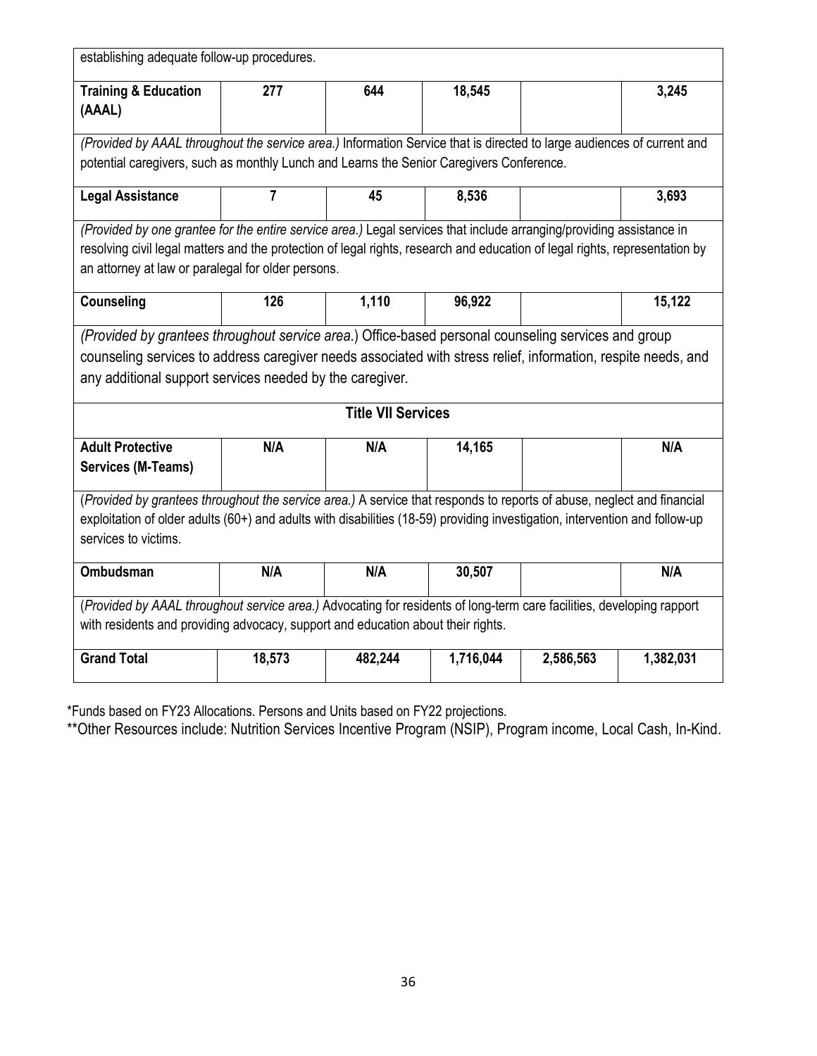| | | | | | |
|---|---|---|---|---|---|
| establishing adequate follow-up procedures. | | | | | |
| **Training & Education (AAAL)** | **277** | **644** | **18,545** | | **3,245** |
| *(Provided by AAAL throughout the service area.)* Information Service that is directed to large audiences of current and potential caregivers, such as monthly Lunch and Learns the Senior Caregivers Conference. | | | | | |
| **Legal Assistance** | **7** | **45** | **8,536** | | **3,693** |
| *(Provided by one grantee for the entire service area.)* Legal services that include arranging/providing assistance in resolving civil legal matters and the protection of legal rights, research and education of legal rights, representation by an attorney at law or paralegal for older persons. | | | | | |
| **Counseling** | **126** | **1,110** | **96,922** | | **15,122** |
| *(Provided by grantees throughout service area.*) Office-based personal counseling services and group counseling services to address caregiver needs associated with stress relief, information, respite needs, and any additional support services needed by the caregiver. | | | | | |
| **Title VII Services** | | | | | |
| **Adult Protective Services (M-Teams)** | **N/A** | **N/A** | **14,165** | | **N/A** |
| (*Provided by grantees throughout the service area.)* A service that responds to reports of abuse, neglect and financial exploitation of older adults (60+) and adults with disabilities (18-59) providing investigation, intervention and follow-up services to victims. | | | | | |
| **Ombudsman** | **N/A** | **N/A** | **30,507** | | **N/A** |
| (*Provided by AAAL throughout service area.)* Advocating for residents of long-term care facilities, developing rapport with residents and providing advocacy, support and education about their rights. | | | | | |
| **Grand Total** | **18,573** | **482,244** | **1,716,044** | **2,586,563** | **1,382,031** |

*Funds based on FY23 Allocations. Persons and Units based on FY22 projections.

**Other Resources include: Nutrition Services Incentive Program (NSIP), Program income, Local Cash, In-Kind.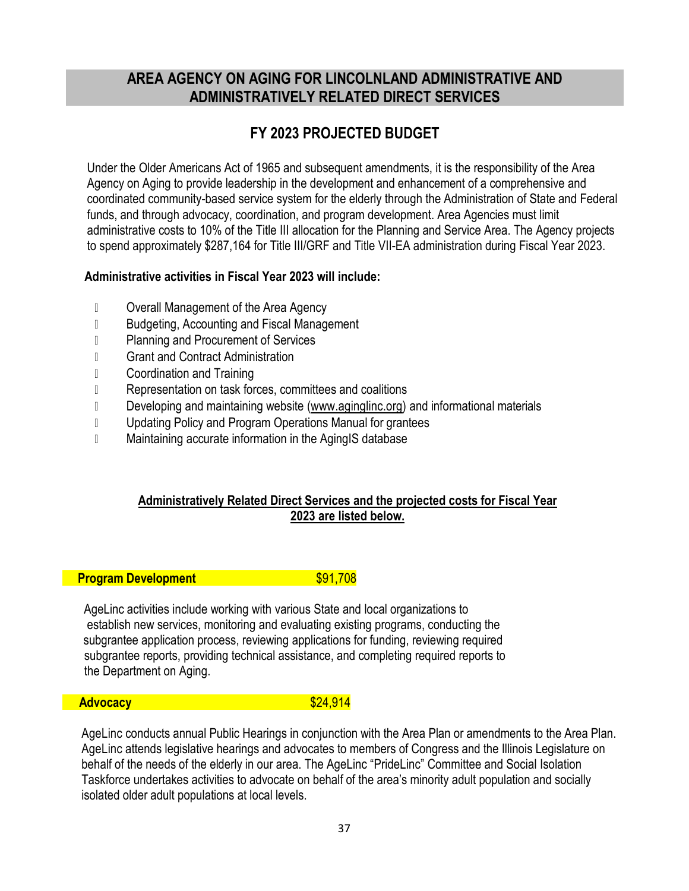# AREA AGENCY ON AGING FOR LINCOLNLAND ADMINISTRATIVE AND ADMINISTRATIVELY RELATED DIRECT SERVICES

## FY 2023 PROJECTED BUDGET

Under the Older Americans Act of 1965 and subsequent amendments, it is the responsibility of the Area Agency on Aging to provide leadership in the development and enhancement of a comprehensive and coordinated community-based service system for the elderly through the Administration of State and Federal funds, and through advocacy, coordination, and program development. Area Agencies must limit administrative costs to 10% of the Title III allocation for the Planning and Service Area. The Agency projects to spend approximately $287,164 for Title III/GRF and Title VII-EA administration during Fiscal Year 2023.

**Administrative activities in Fiscal Year 2023 will include:**

- Overall Management of the Area Agency
- Budgeting, Accounting and Fiscal Management
- Planning and Procurement of Services
- Grant and Contract Administration
- Coordination and Training
- Representation on task forces, committees and coalitions
- Developing and maintaining website (www.aginglinc.org) and informational materials
- Updating Policy and Program Operations Manual for grantees
- Maintaining accurate information in the AgingIS database

**Administratively Related Direct Services and the projected costs for Fiscal Year 2023 are listed below.**

**Program Development** $91,708

AgeLinc activities include working with various State and local organizations to establish new services, monitoring and evaluating existing programs, conducting the subgrantee application process, reviewing applications for funding, reviewing required subgrantee reports, providing technical assistance, and completing required reports to the Department on Aging.

**Advocacy** $24,914

AgeLinc conducts annual Public Hearings in conjunction with the Area Plan or amendments to the Area Plan. AgeLinc attends legislative hearings and advocates to members of Congress and the Illinois Legislature on behalf of the needs of the elderly in our area. The AgeLinc "PrideLinc" Committee and Social Isolation Taskforce undertakes activities to advocate on behalf of the area's minority adult population and socially isolated older adult populations at local levels.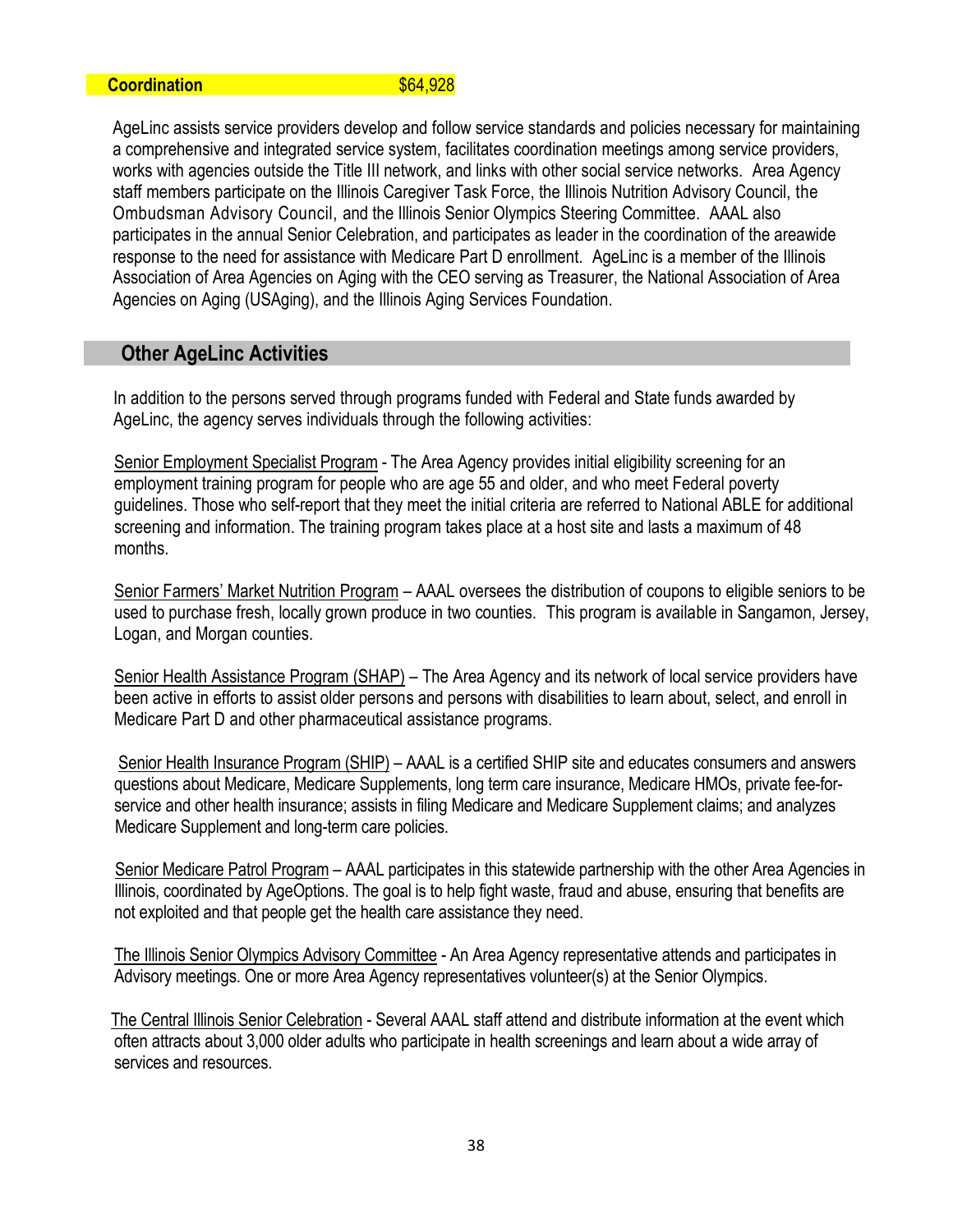**Coordination** $64,928

AgeLinc assists service providers develop and follow service standards and policies necessary for maintaining a comprehensive and integrated service system, facilitates coordination meetings among service providers, works with agencies outside the Title III network, and links with other social service networks. Area Agency staff members participate on the Illinois Caregiver Task Force, the Illinois Nutrition Advisory Council, the Ombudsman Advisory Council, and the Illinois Senior Olympics Steering Committee. AAAL also participates in the annual Senior Celebration, and participates as leader in the coordination of the areawide response to the need for assistance with Medicare Part D enrollment. AgeLinc is a member of the Illinois Association of Area Agencies on Aging with the CEO serving as Treasurer, the National Association of Area Agencies on Aging (USAging), and the Illinois Aging Services Foundation.

## Other AgeLinc Activities

In addition to the persons served through programs funded with Federal and State funds awarded by AgeLinc, the agency serves individuals through the following activities:

Senior Employment Specialist Program - The Area Agency provides initial eligibility screening for an employment training program for people who are age 55 and older, and who meet Federal poverty guidelines. Those who self-report that they meet the initial criteria are referred to National ABLE for additional screening and information. The training program takes place at a host site and lasts a maximum of 48 months.

Senior Farmers' Market Nutrition Program – AAAL oversees the distribution of coupons to eligible seniors to be used to purchase fresh, locally grown produce in two counties. This program is available in Sangamon, Jersey, Logan, and Morgan counties.

Senior Health Assistance Program (SHAP) – The Area Agency and its network of local service providers have been active in efforts to assist older persons and persons with disabilities to learn about, select, and enroll in Medicare Part D and other pharmaceutical assistance programs.

Senior Health Insurance Program (SHIP) – AAAL is a certified SHIP site and educates consumers and answers questions about Medicare, Medicare Supplements, long term care insurance, Medicare HMOs, private fee-for-service and other health insurance; assists in filing Medicare and Medicare Supplement claims; and analyzes Medicare Supplement and long-term care policies.

Senior Medicare Patrol Program – AAAL participates in this statewide partnership with the other Area Agencies in Illinois, coordinated by AgeOptions. The goal is to help fight waste, fraud and abuse, ensuring that benefits are not exploited and that people get the health care assistance they need.

The Illinois Senior Olympics Advisory Committee - An Area Agency representative attends and participates in Advisory meetings. One or more Area Agency representatives volunteer(s) at the Senior Olympics.

The Central Illinois Senior Celebration - Several AAAL staff attend and distribute information at the event which often attracts about 3,000 older adults who participate in health screenings and learn about a wide array of services and resources.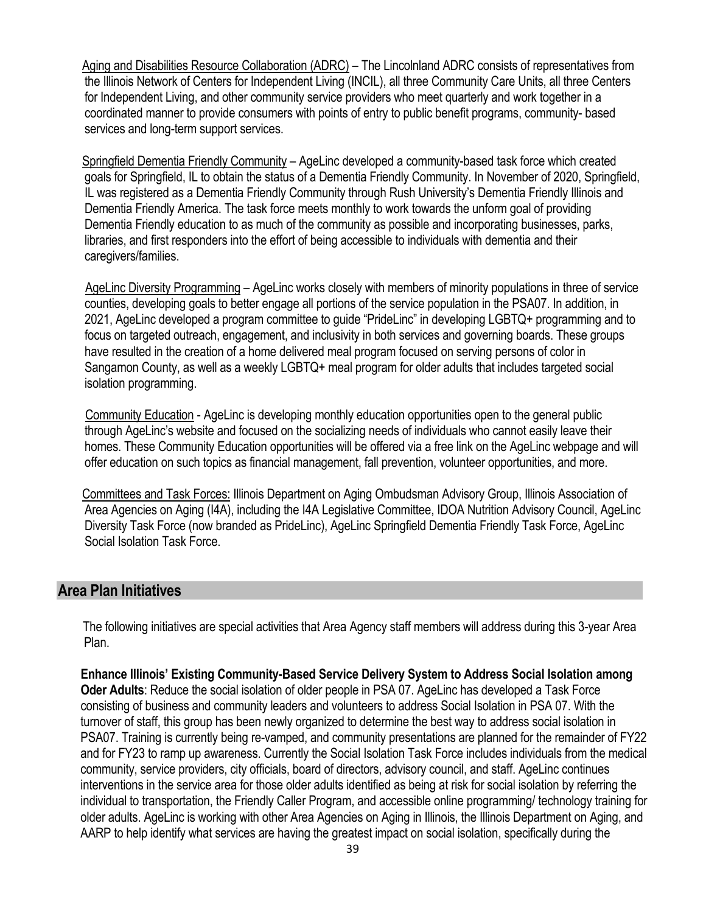Aging and Disabilities Resource Collaboration (ADRC) – The Lincolnland ADRC consists of representatives from the Illinois Network of Centers for Independent Living (INCIL), all three Community Care Units, all three Centers for Independent Living, and other community service providers who meet quarterly and work together in a coordinated manner to provide consumers with points of entry to public benefit programs, community- based services and long-term support services.

Springfield Dementia Friendly Community – AgeLinc developed a community-based task force which created goals for Springfield, IL to obtain the status of a Dementia Friendly Community. In November of 2020, Springfield, IL was registered as a Dementia Friendly Community through Rush University's Dementia Friendly Illinois and Dementia Friendly America. The task force meets monthly to work towards the unform goal of providing Dementia Friendly education to as much of the community as possible and incorporating businesses, parks, libraries, and first responders into the effort of being accessible to individuals with dementia and their caregivers/families.

AgeLinc Diversity Programming – AgeLinc works closely with members of minority populations in three of service counties, developing goals to better engage all portions of the service population in the PSA07. In addition, in 2021, AgeLinc developed a program committee to guide "PrideLinc" in developing LGBTQ+ programming and to focus on targeted outreach, engagement, and inclusivity in both services and governing boards. These groups have resulted in the creation of a home delivered meal program focused on serving persons of color in Sangamon County, as well as a weekly LGBTQ+ meal program for older adults that includes targeted social isolation programming.

Community Education - AgeLinc is developing monthly education opportunities open to the general public through AgeLinc's website and focused on the socializing needs of individuals who cannot easily leave their homes. These Community Education opportunities will be offered via a free link on the AgeLinc webpage and will offer education on such topics as financial management, fall prevention, volunteer opportunities, and more.

Committees and Task Forces: Illinois Department on Aging Ombudsman Advisory Group, Illinois Association of Area Agencies on Aging (I4A), including the I4A Legislative Committee, IDOA Nutrition Advisory Council, AgeLinc Diversity Task Force (now branded as PrideLinc), AgeLinc Springfield Dementia Friendly Task Force, AgeLinc Social Isolation Task Force.

## Area Plan Initiatives

The following initiatives are special activities that Area Agency staff members will address during this 3-year Area Plan.

**Enhance Illinois' Existing Community-Based Service Delivery System to Address Social Isolation among Oder Adults**: Reduce the social isolation of older people in PSA 07. AgeLinc has developed a Task Force consisting of business and community leaders and volunteers to address Social Isolation in PSA 07. With the turnover of staff, this group has been newly organized to determine the best way to address social isolation in PSA07. Training is currently being re-vamped, and community presentations are planned for the remainder of FY22 and for FY23 to ramp up awareness. Currently the Social Isolation Task Force includes individuals from the medical community, service providers, city officials, board of directors, advisory council, and staff. AgeLinc continues interventions in the service area for those older adults identified as being at risk for social isolation by referring the individual to transportation, the Friendly Caller Program, and accessible online programming/ technology training for older adults. AgeLinc is working with other Area Agencies on Aging in Illinois, the Illinois Department on Aging, and AARP to help identify what services are having the greatest impact on social isolation, specifically during the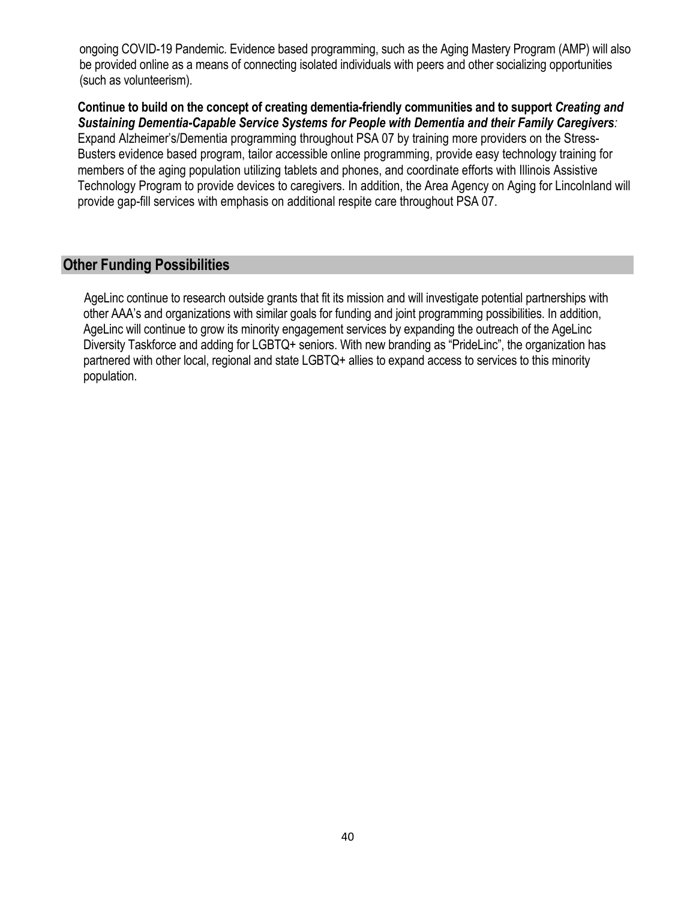ongoing COVID-19 Pandemic. Evidence based programming, such as the Aging Mastery Program (AMP) will also be provided online as a means of connecting isolated individuals with peers and other socializing opportunities (such as volunteerism).

**Continue to build on the concept of creating dementia-friendly communities and to support *Creating and Sustaining Dementia-Capable Service Systems for People with Dementia and their Family Caregivers*:** Expand Alzheimer's/Dementia programming throughout PSA 07 by training more providers on the Stress-Busters evidence based program, tailor accessible online programming, provide easy technology training for members of the aging population utilizing tablets and phones, and coordinate efforts with Illinois Assistive Technology Program to provide devices to caregivers. In addition, the Area Agency on Aging for Lincolnland will provide gap-fill services with emphasis on additional respite care throughout PSA 07.

## Other Funding Possibilities

AgeLinc continue to research outside grants that fit its mission and will investigate potential partnerships with other AAA's and organizations with similar goals for funding and joint programming possibilities. In addition, AgeLinc will continue to grow its minority engagement services by expanding the outreach of the AgeLinc Diversity Taskforce and adding for LGBTQ+ seniors. With new branding as "PrideLinc", the organization has partnered with other local, regional and state LGBTQ+ allies to expand access to services to this minority population.